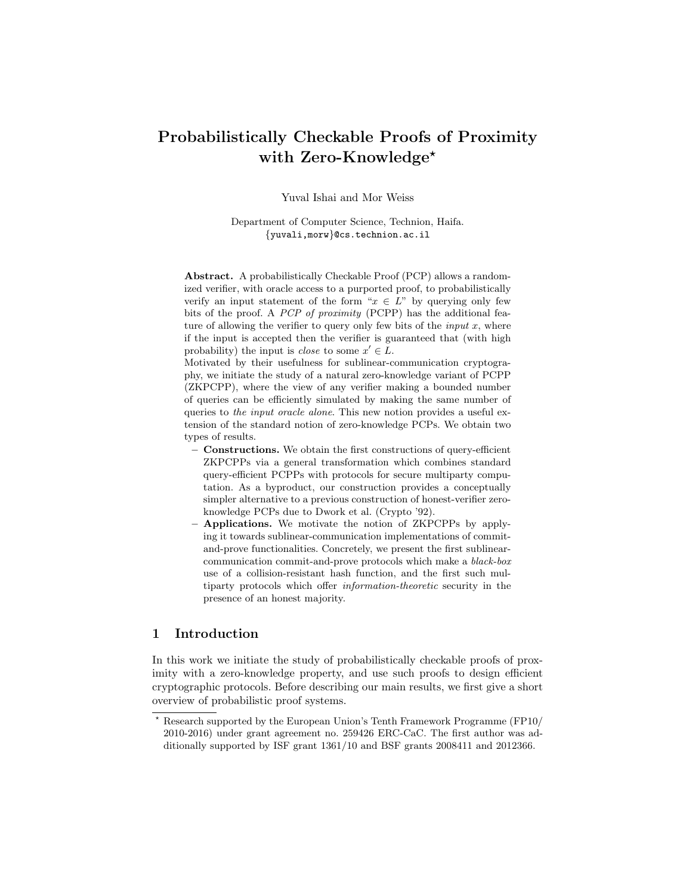# Probabilistically Checkable Proofs of Proximity with Zero-Knowledge*

Yuval Ishai and Mor Weiss

Department of Computer Science, Technion, Haifa.
{yuvali,morw}@cs.technion.ac.il

**Abstract.** A probabilistically Checkable Proof (PCP) allows a randomized verifier, with oracle access to a purported proof, to probabilistically verify an input statement of the form "$x \in L$" by querying only few bits of the proof. A *PCP of proximity* (PCPP) has the additional feature of allowing the verifier to query only few bits of the *input* $x$, where if the input is accepted then the verifier is guaranteed that (with high probability) the input is *close* to some $x' \in L$.

Motivated by their usefulness for sublinear-communication cryptography, we initiate the study of a natural zero-knowledge variant of PCPP (ZKPCPP), where the view of any verifier making a bounded number of queries can be efficiently simulated by making the same number of queries to *the input oracle alone*. This new notion provides a useful extension of the standard notion of zero-knowledge PCPs. We obtain two types of results.

- **Constructions.** We obtain the first constructions of query-efficient ZKPCPPs via a general transformation which combines standard query-efficient PCPPs with protocols for secure multiparty computation. As a byproduct, our construction provides a conceptually simpler alternative to a previous construction of honest-verifier zero-knowledge PCPs due to Dwork et al. (Crypto '92).
- **Applications.** We motivate the notion of ZKPCPPs by applying it towards sublinear-communication implementations of commit-and-prove functionalities. Concretely, we present the first sublinear-communication commit-and-prove protocols which make a *black-box* use of a collision-resistant hash function, and the first such multiparty protocols which offer *information-theoretic* security in the presence of an honest majority.

## 1 Introduction

In this work we initiate the study of probabilistically checkable proofs of proximity with a zero-knowledge property, and use such proofs to design efficient cryptographic protocols. Before describing our main results, we first give a short overview of probabilistic proof systems.

---

* Research supported by the European Union's Tenth Framework Programme (FP10/2010-2016) under grant agreement no. 259426 ERC-CaC. The first author was additionally supported by ISF grant 1361/10 and BSF grants 2008411 and 2012366.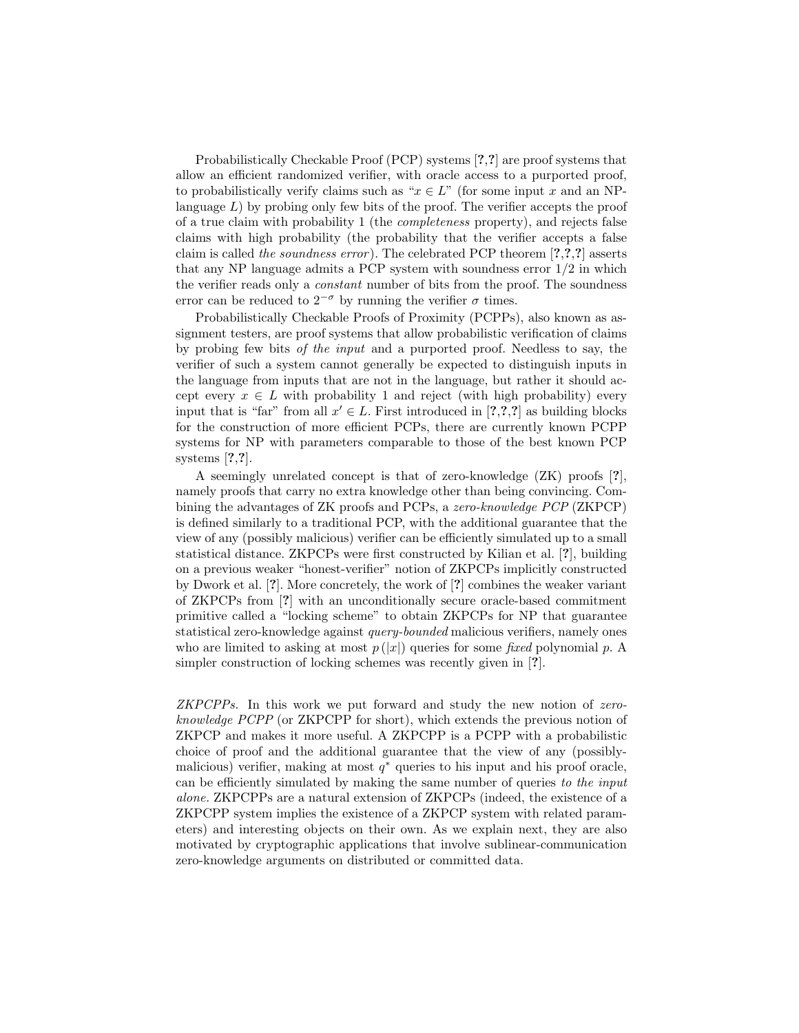Probabilistically Checkable Proof (PCP) systems [**?**,**?**] are proof systems that allow an efficient randomized verifier, with oracle access to a purported proof, to probabilistically verify claims such as "$x \in L$" (for some input $x$ and an NP-language $L$) by probing only few bits of the proof. The verifier accepts the proof of a true claim with probability 1 (the *completeness* property), and rejects false claims with high probability (the probability that the verifier accepts a false claim is called *the soundness error*). The celebrated PCP theorem [**?**,**?**,**?**] asserts that any NP language admits a PCP system with soundness error 1/2 in which the verifier reads only a *constant* number of bits from the proof. The soundness error can be reduced to $2^{-\sigma}$ by running the verifier $\sigma$ times.

Probabilistically Checkable Proofs of Proximity (PCPPs), also known as assignment testers, are proof systems that allow probabilistic verification of claims by probing few bits *of the input* and a purported proof. Needless to say, the verifier of such a system cannot generally be expected to distinguish inputs in the language from inputs that are not in the language, but rather it should accept every $x \in L$ with probability 1 and reject (with high probability) every input that is "far" from all $x' \in L$. First introduced in [**?**,**?**,**?**] as building blocks for the construction of more efficient PCPs, there are currently known PCPP systems for NP with parameters comparable to those of the best known PCP systems [**?**,**?**].

A seemingly unrelated concept is that of zero-knowledge (ZK) proofs [**?**], namely proofs that carry no extra knowledge other than being convincing. Combining the advantages of ZK proofs and PCPs, a *zero-knowledge PCP* (ZKPCP) is defined similarly to a traditional PCP, with the additional guarantee that the view of any (possibly malicious) verifier can be efficiently simulated up to a small statistical distance. ZKPCPs were first constructed by Kilian et al. [**?**], building on a previous weaker "honest-verifier" notion of ZKPCPs implicitly constructed by Dwork et al. [**?**]. More concretely, the work of [**?**] combines the weaker variant of ZKPCPs from [**?**] with an unconditionally secure oracle-based commitment primitive called a "locking scheme" to obtain ZKPCPs for NP that guarantee statistical zero-knowledge against *query-bounded* malicious verifiers, namely ones who are limited to asking at most $p(|x|)$ queries for some *fixed* polynomial $p$. A simpler construction of locking schemes was recently given in [**?**].

*ZKPCPPs.* In this work we put forward and study the new notion of *zero-knowledge PCPP* (or ZKPCPP for short), which extends the previous notion of ZKPCP and makes it more useful. A ZKPCPP is a PCPP with a probabilistic choice of proof and the additional guarantee that the view of any (possibly-malicious) verifier, making at most $q^*$ queries to his input and his proof oracle, can be efficiently simulated by making the same number of queries *to the input alone.* ZKPCPPs are a natural extension of ZKPCPs (indeed, the existence of a ZKPCPP system implies the existence of a ZKPCP system with related parameters) and interesting objects on their own. As we explain next, they are also motivated by cryptographic applications that involve sublinear-communication zero-knowledge arguments on distributed or committed data.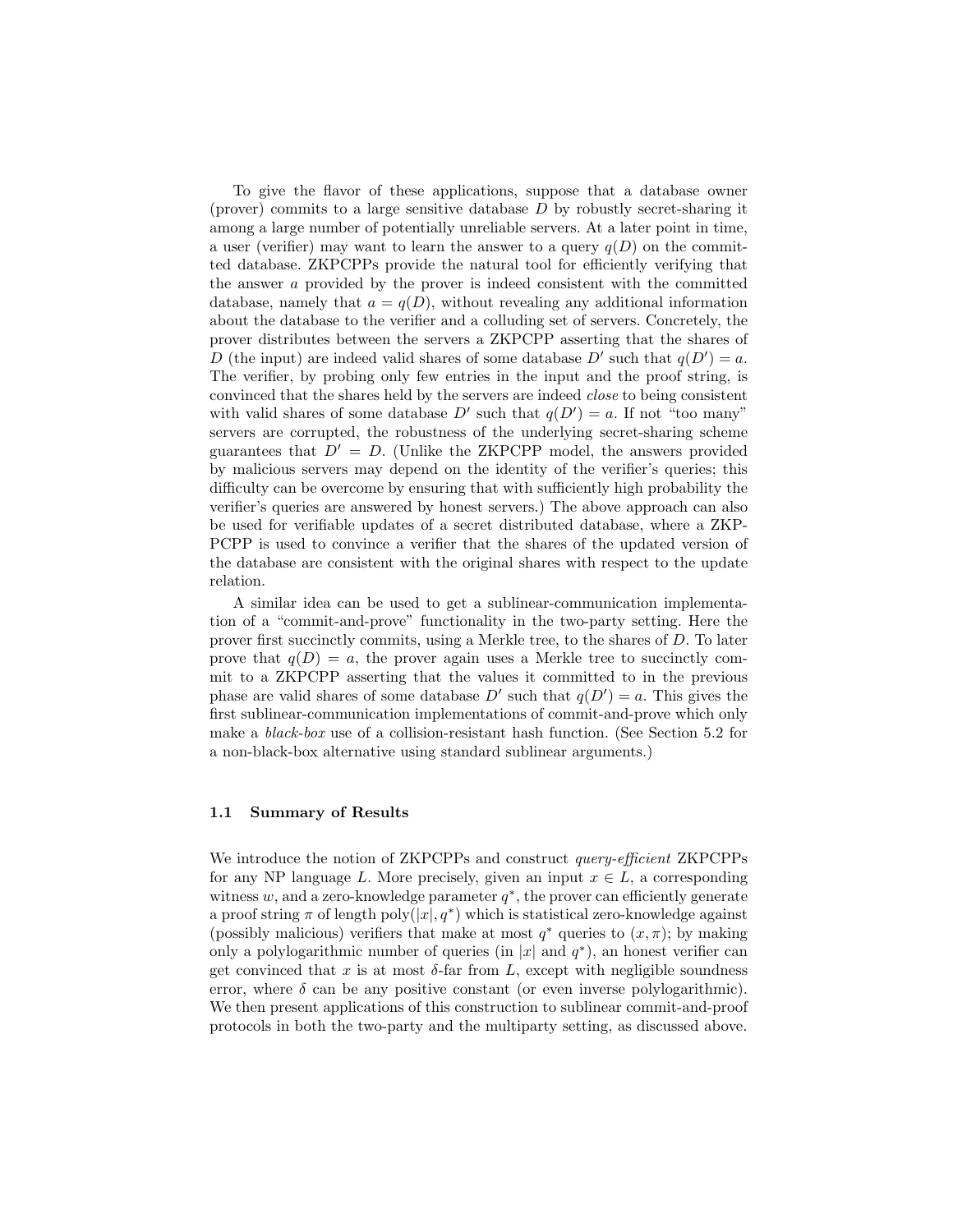To give the flavor of these applications, suppose that a database owner (prover) commits to a large sensitive database $D$ by robustly secret-sharing it among a large number of potentially unreliable servers. At a later point in time, a user (verifier) may want to learn the answer to a query $q(D)$ on the committed database. ZKPCPPs provide the natural tool for efficiently verifying that the answer $a$ provided by the prover is indeed consistent with the committed database, namely that $a = q(D)$, without revealing any additional information about the database to the verifier and a colluding set of servers. Concretely, the prover distributes between the servers a ZKPCPP asserting that the shares of $D$ (the input) are indeed valid shares of some database $D'$ such that $q(D') = a$. The verifier, by probing only few entries in the input and the proof string, is convinced that the shares held by the servers are indeed *close* to being consistent with valid shares of some database $D'$ such that $q(D') = a$. If not "too many" servers are corrupted, the robustness of the underlying secret-sharing scheme guarantees that $D' = D$. (Unlike the ZKPCPP model, the answers provided by malicious servers may depend on the identity of the verifier's queries; this difficulty can be overcome by ensuring that with sufficiently high probability the verifier's queries are answered by honest servers.) The above approach can also be used for verifiable updates of a secret distributed database, where a ZKPPCPP is used to convince a verifier that the shares of the updated version of the database are consistent with the original shares with respect to the update relation.

A similar idea can be used to get a sublinear-communication implementation of a "commit-and-prove" functionality in the two-party setting. Here the prover first succinctly commits, using a Merkle tree, to the shares of $D$. To later prove that $q(D) = a$, the prover again uses a Merkle tree to succinctly commit to a ZKPCPP asserting that the values it committed to in the previous phase are valid shares of some database $D'$ such that $q(D') = a$. This gives the first sublinear-communication implementations of commit-and-prove which only make a *black-box* use of a collision-resistant hash function. (See Section 5.2 for a non-black-box alternative using standard sublinear arguments.)

### 1.1 Summary of Results

We introduce the notion of ZKPCPPs and construct *query-efficient* ZKPCPPs for any NP language $L$. More precisely, given an input $x \in L$, a corresponding witness $w$, and a zero-knowledge parameter $q^*$, the prover can efficiently generate a proof string $\pi$ of length $\text{poly}(|x|, q^*)$ which is statistical zero-knowledge against (possibly malicious) verifiers that make at most $q^*$ queries to $(x, \pi)$; by making only a polylogarithmic number of queries (in $|x|$ and $q^*$), an honest verifier can get convinced that $x$ is at most $\delta$-far from $L$, except with negligible soundness error, where $\delta$ can be any positive constant (or even inverse polylogarithmic). We then present applications of this construction to sublinear commit-and-proof protocols in both the two-party and the multiparty setting, as discussed above.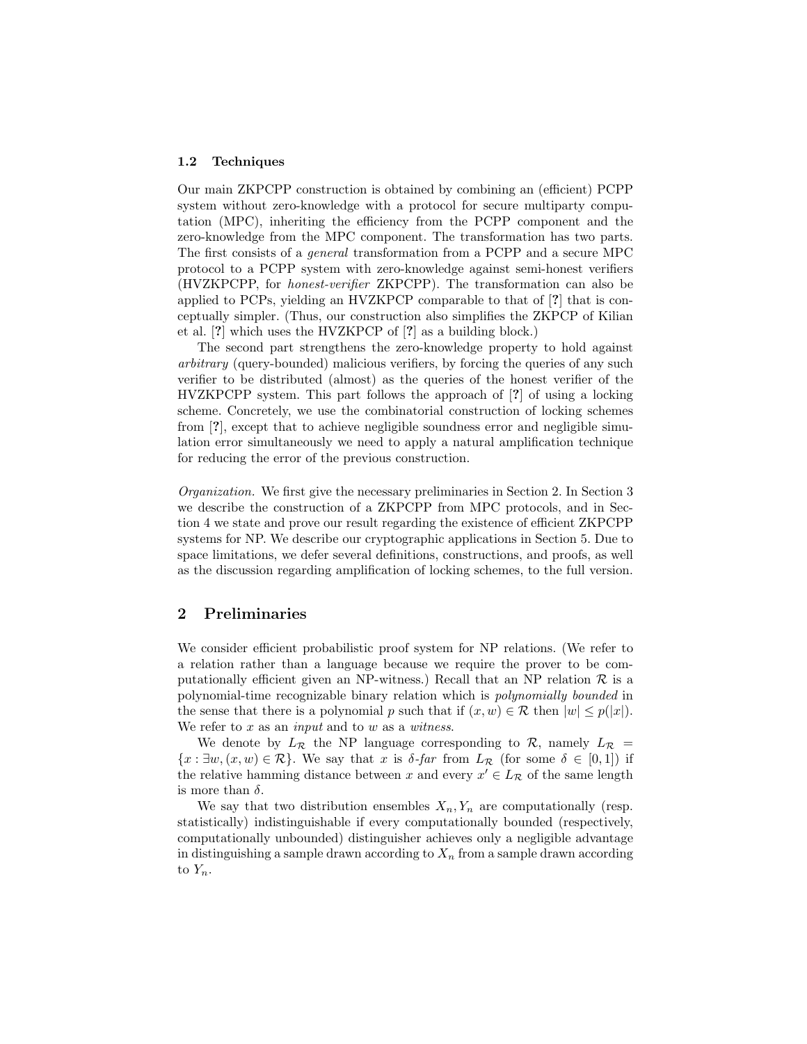### 1.2 Techniques

Our main ZKPCPP construction is obtained by combining an (efficient) PCPP system without zero-knowledge with a protocol for secure multiparty computation (MPC), inheriting the efficiency from the PCPP component and the zero-knowledge from the MPC component. The transformation has two parts. The first consists of a *general* transformation from a PCPP and a secure MPC protocol to a PCPP system with zero-knowledge against semi-honest verifiers (HVZKPCPP, for *honest-verifier* ZKPCPP). The transformation can also be applied to PCPs, yielding an HVZKPCP comparable to that of [**?**] that is conceptually simpler. (Thus, our construction also simplifies the ZKPCP of Kilian et al. [**?**] which uses the HVZKPCP of [**?**] as a building block.)

The second part strengthens the zero-knowledge property to hold against *arbitrary* (query-bounded) malicious verifiers, by forcing the queries of any such verifier to be distributed (almost) as the queries of the honest verifier of the HVZKPCPP system. This part follows the approach of [**?**] of using a locking scheme. Concretely, we use the combinatorial construction of locking schemes from [**?**], except that to achieve negligible soundness error and negligible simulation error simultaneously we need to apply a natural amplification technique for reducing the error of the previous construction.

*Organization.* We first give the necessary preliminaries in Section 2. In Section 3 we describe the construction of a ZKPCPP from MPC protocols, and in Section 4 we state and prove our result regarding the existence of efficient ZKPCPP systems for NP. We describe our cryptographic applications in Section 5. Due to space limitations, we defer several definitions, constructions, and proofs, as well as the discussion regarding amplification of locking schemes, to the full version.

## 2 Preliminaries

We consider efficient probabilistic proof system for NP relations. (We refer to a relation rather than a language because we require the prover to be computationally efficient given an NP-witness.) Recall that an NP relation $\mathcal{R}$ is a polynomial-time recognizable binary relation which is *polynomially bounded* in the sense that there is a polynomial $p$ such that if $(x, w) \in \mathcal{R}$ then $|w| \leq p(|x|)$. We refer to $x$ as an *input* and to $w$ as a *witness*.

We denote by $L_{\mathcal{R}}$ the NP language corresponding to $\mathcal{R}$, namely $L_{\mathcal{R}} = \{x : \exists w, (x, w) \in \mathcal{R}\}$. We say that $x$ is $\delta$*-far* from $L_{\mathcal{R}}$ (for some $\delta \in [0, 1]$) if the relative hamming distance between $x$ and every $x' \in L_{\mathcal{R}}$ of the same length is more than $\delta$.

We say that two distribution ensembles $X_n, Y_n$ are computationally (resp. statistically) indistinguishable if every computationally bounded (respectively, computationally unbounded) distinguisher achieves only a negligible advantage in distinguishing a sample drawn according to $X_n$ from a sample drawn according to $Y_n$.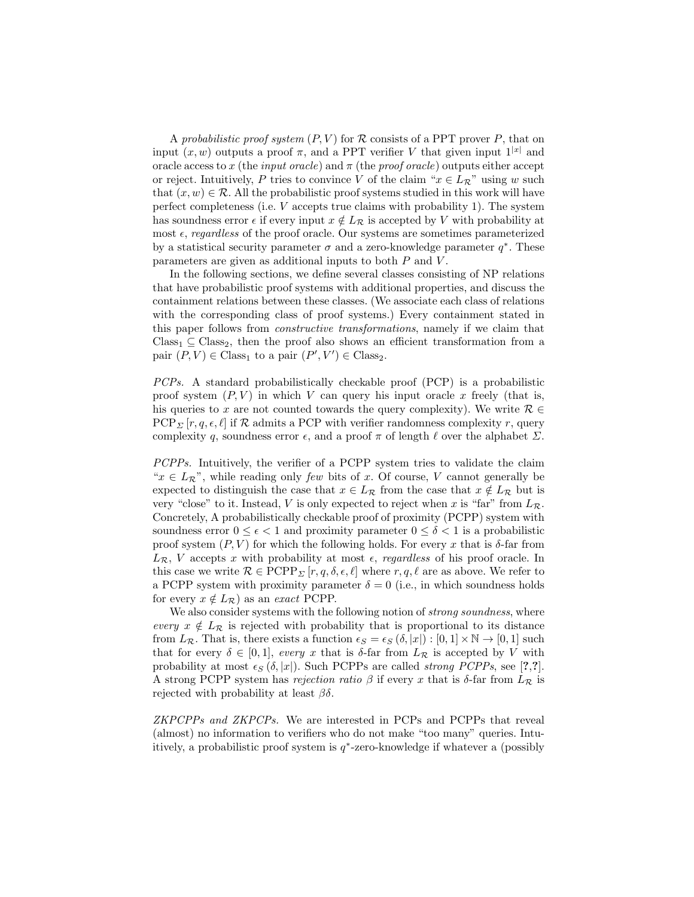A *probabilistic proof system* $(P, V)$ for $\mathcal{R}$ consists of a PPT prover $P$, that on input $(x, w)$ outputs a proof $\pi$, and a PPT verifier $V$ that given input $1^{|x|}$ and oracle access to $x$ (the *input oracle*) and $\pi$ (the *proof oracle*) outputs either accept or reject. Intuitively, $P$ tries to convince $V$ of the claim "$x \in L_{\mathcal{R}}$" using $w$ such that $(x, w) \in \mathcal{R}$. All the probabilistic proof systems studied in this work will have perfect completeness (i.e. $V$ accepts true claims with probability 1). The system has soundness error $\epsilon$ if every input $x \notin L_{\mathcal{R}}$ is accepted by $V$ with probability at most $\epsilon$, *regardless* of the proof oracle. Our systems are sometimes parameterized by a statistical security parameter $\sigma$ and a zero-knowledge parameter $q^*$. These parameters are given as additional inputs to both $P$ and $V$.

In the following sections, we define several classes consisting of NP relations that have probabilistic proof systems with additional properties, and discuss the containment relations between these classes. (We associate each class of relations with the corresponding class of proof systems.) Every containment stated in this paper follows from *constructive transformations*, namely if we claim that $\text{Class}_1 \subseteq \text{Class}_2$, then the proof also shows an efficient transformation from a pair $(P, V) \in \text{Class}_1$ to a pair $(P', V') \in \text{Class}_2$.

*PCPs.* A standard probabilistically checkable proof (PCP) is a probabilistic proof system $(P, V)$ in which $V$ can query his input oracle $x$ freely (that is, his queries to $x$ are not counted towards the query complexity). We write $\mathcal{R} \in \text{PCP}_{\Sigma}[r, q, \epsilon, \ell]$ if $\mathcal{R}$ admits a PCP with verifier randomness complexity $r$, query complexity $q$, soundness error $\epsilon$, and a proof $\pi$ of length $\ell$ over the alphabet $\Sigma$.

*PCPPs.* Intuitively, the verifier of a PCPP system tries to validate the claim "$x \in L_{\mathcal{R}}$", while reading only *few* bits of $x$. Of course, $V$ cannot generally be expected to distinguish the case that $x \in L_{\mathcal{R}}$ from the case that $x \notin L_{\mathcal{R}}$ but is very "close" to it. Instead, $V$ is only expected to reject when $x$ is "far" from $L_{\mathcal{R}}$. Concretely, A probabilistically checkable proof of proximity (PCPP) system with soundness error $0 \leq \epsilon < 1$ and proximity parameter $0 \leq \delta < 1$ is a probabilistic proof system $(P, V)$ for which the following holds. For every $x$ that is $\delta$-far from $L_{\mathcal{R}}$, $V$ accepts $x$ with probability at most $\epsilon$, *regardless* of his proof oracle. In this case we write $\mathcal{R} \in \text{PCPP}_{\Sigma}[r, q, \delta, \epsilon, \ell]$ where $r, q, \ell$ are as above. We refer to a PCPP system with proximity parameter $\delta = 0$ (i.e., in which soundness holds for every $x \notin L_{\mathcal{R}}$) as an *exact* PCPP.

We also consider systems with the following notion of *strong soundness*, where *every* $x \notin L_{\mathcal{R}}$ is rejected with probability that is proportional to its distance from $L_{\mathcal{R}}$. That is, there exists a function $\epsilon_S = \epsilon_S(\delta, |x|) : [0, 1] \times \mathbb{N} \to [0, 1]$ such that for every $\delta \in [0, 1]$, *every* $x$ that is $\delta$-far from $L_{\mathcal{R}}$ is accepted by $V$ with probability at most $\epsilon_S(\delta, |x|)$. Such PCPPs are called *strong PCPPs*, see [?,?]. A strong PCPP system has *rejection ratio* $\beta$ if every $x$ that is $\delta$-far from $L_{\mathcal{R}}$ is rejected with probability at least $\beta\delta$.

*ZKPCPPs and ZKPCPs.* We are interested in PCPs and PCPPs that reveal (almost) no information to verifiers who do not make "too many" queries. Intuitively, a probabilistic proof system is $q^*$-zero-knowledge if whatever a (possibly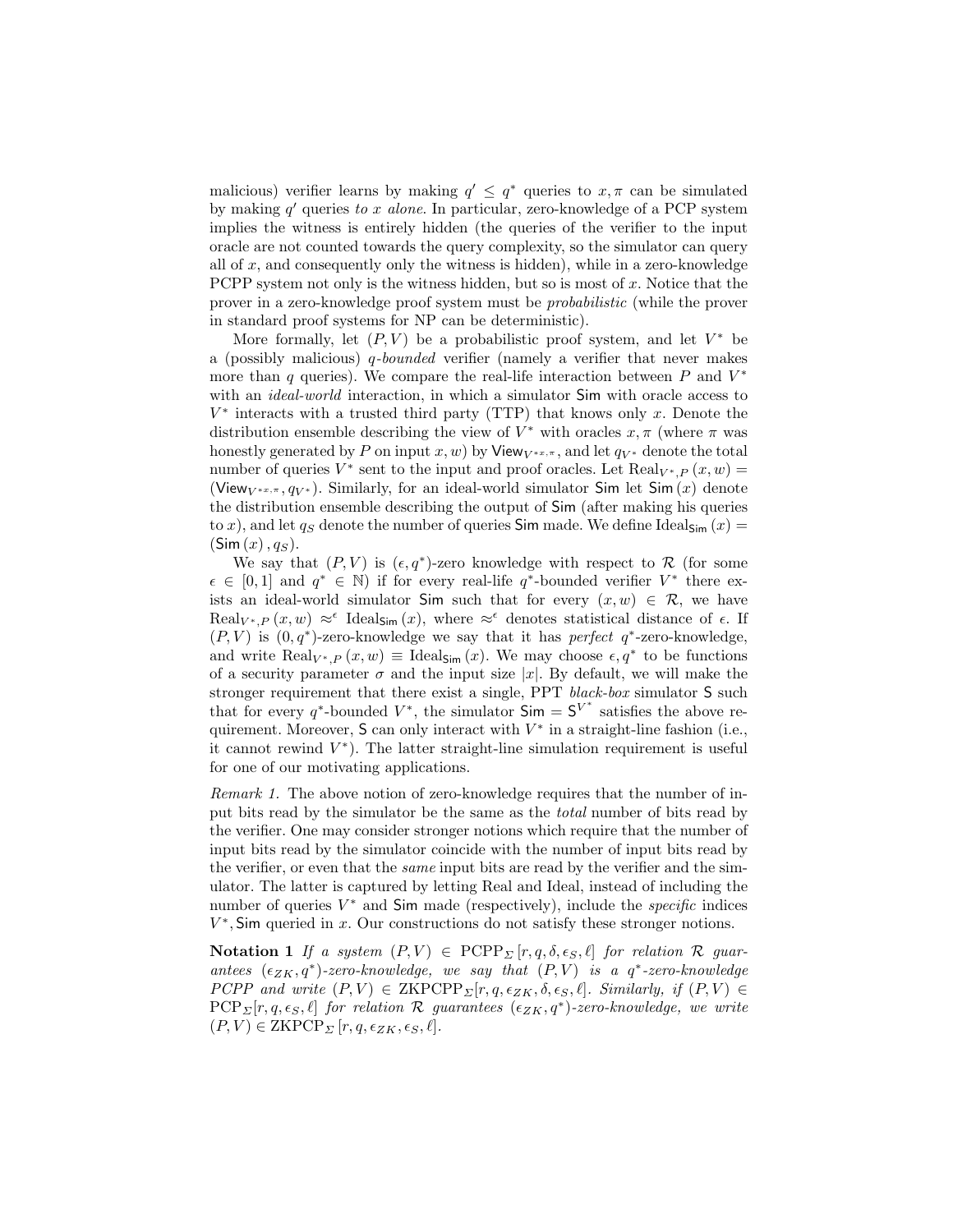malicious) verifier learns by making $q' \leq q^*$ queries to $x, \pi$ can be simulated by making $q'$ queries *to $x$ alone*. In particular, zero-knowledge of a PCP system implies the witness is entirely hidden (the queries of the verifier to the input oracle are not counted towards the query complexity, so the simulator can query all of $x$, and consequently only the witness is hidden), while in a zero-knowledge PCPP system not only is the witness hidden, but so is most of $x$. Notice that the prover in a zero-knowledge proof system must be *probabilistic* (while the prover in standard proof systems for NP can be deterministic).

More formally, let $(P, V)$ be a probabilistic proof system, and let $V^*$ be a (possibly malicious) *q-bounded* verifier (namely a verifier that never makes more than $q$ queries). We compare the real-life interaction between $P$ and $V^*$ with an *ideal-world* interaction, in which a simulator $\mathsf{Sim}$ with oracle access to $V^*$ interacts with a trusted third party (TTP) that knows only $x$. Denote the distribution ensemble describing the view of $V^*$ with oracles $x, \pi$ (where $\pi$ was honestly generated by $P$ on input $x, w$) by $\mathsf{View}_{V^{*x,\pi}}$, and let $q_{V^*}$ denote the total number of queries $V^*$ sent to the input and proof oracles. Let $\mathrm{Real}_{V^*,P}(x, w) = (\mathsf{View}_{V^{*x,\pi}}, q_{V^*})$. Similarly, for an ideal-world simulator $\mathsf{Sim}$ let $\mathsf{Sim}(x)$ denote the distribution ensemble describing the output of $\mathsf{Sim}$ (after making his queries to $x$), and let $q_S$ denote the number of queries $\mathsf{Sim}$ made. We define $\mathrm{Ideal}_{\mathsf{Sim}}(x) = (\mathsf{Sim}(x), q_S)$.

We say that $(P, V)$ is $(\epsilon, q^*)$-zero knowledge with respect to $\mathcal{R}$ (for some $\epsilon \in [0, 1]$ and $q^* \in \mathbb{N}$) if for every real-life $q^*$-bounded verifier $V^*$ there exists an ideal-world simulator $\mathsf{Sim}$ such that for every $(x, w) \in \mathcal{R}$, we have $\mathrm{Real}_{V^*,P}(x, w) \approx^{\epsilon} \mathrm{Ideal}_{\mathsf{Sim}}(x)$, where $\approx^{\epsilon}$ denotes statistical distance of $\epsilon$. If $(P, V)$ is $(0, q^*)$-zero-knowledge we say that it has *perfect* $q^*$-zero-knowledge, and write $\mathrm{Real}_{V^*,P}(x, w) \equiv \mathrm{Ideal}_{\mathsf{Sim}}(x)$. We may choose $\epsilon, q^*$ to be functions of a security parameter $\sigma$ and the input size $|x|$. By default, we will make the stronger requirement that there exist a single, PPT *black-box* simulator $\mathsf{S}$ such that for every $q^*$-bounded $V^*$, the simulator $\mathsf{Sim} = \mathsf{S}^{V^*}$ satisfies the above requirement. Moreover, $\mathsf{S}$ can only interact with $V^*$ in a straight-line fashion (i.e., it cannot rewind $V^*$). The latter straight-line simulation requirement is useful for one of our motivating applications.

*Remark 1.* The above notion of zero-knowledge requires that the number of input bits read by the simulator be the same as the *total* number of bits read by the verifier. One may consider stronger notions which require that the number of input bits read by the simulator coincide with the number of input bits read by the verifier, or even that the *same* input bits are read by the verifier and the simulator. The latter is captured by letting Real and Ideal, instead of including the number of queries $V^*$ and $\mathsf{Sim}$ made (respectively), include the *specific* indices $V^*, \mathsf{Sim}$ queried in $x$. Our constructions do not satisfy these stronger notions.

**Notation 1** *If a system $(P, V) \in \mathrm{PCPP}_{\Sigma}[r, q, \delta, \epsilon_S, \ell]$ for relation $\mathcal{R}$ guarantees $(\epsilon_{ZK}, q^*)$-zero-knowledge, we say that $(P, V)$ is a $q^*$-zero-knowledge PCPP and write $(P, V) \in \mathrm{ZKPCPP}_{\Sigma}[r, q, \epsilon_{ZK}, \delta, \epsilon_S, \ell]$. Similarly, if $(P, V) \in \mathrm{PCP}_{\Sigma}[r, q, \epsilon_S, \ell]$ for relation $\mathcal{R}$ guarantees $(\epsilon_{ZK}, q^*)$-zero-knowledge, we write $(P, V) \in \mathrm{ZKPCP}_{\Sigma}[r, q, \epsilon_{ZK}, \epsilon_S, \ell]$.*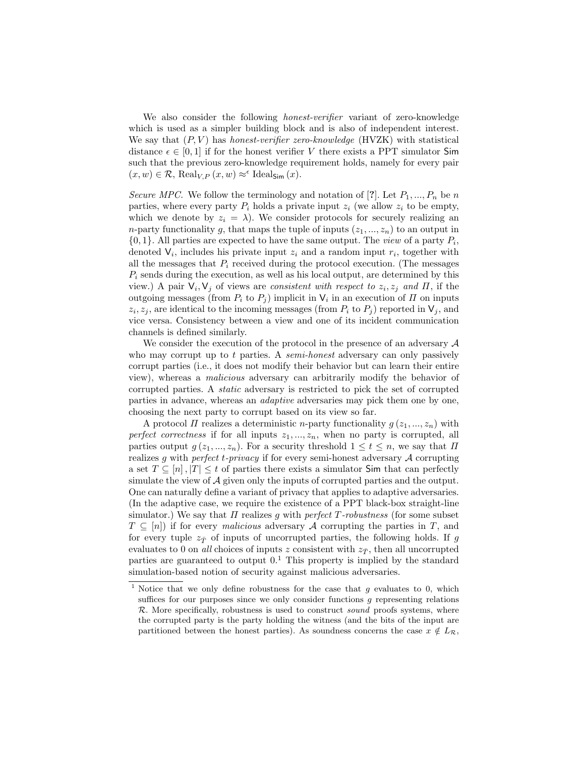We also consider the following *honest-verifier* variant of zero-knowledge which is used as a simpler building block and is also of independent interest. We say that $(P,V)$ has *honest-verifier zero-knowledge* (HVZK) with statistical distance $\epsilon \in [0,1]$ if for the honest verifier $V$ there exists a PPT simulator $\mathsf{Sim}$ such that the previous zero-knowledge requirement holds, namely for every pair $(x,w) \in \mathcal{R}$, $\mathrm{Real}_{V,P}(x,w) \approx^{\epsilon} \mathrm{Ideal}_{\mathsf{Sim}}(x)$.

*Secure MPC.* We follow the terminology and notation of [?]. Let $P_1,...,P_n$ be $n$ parties, where every party $P_i$ holds a private input $z_i$ (we allow $z_i$ to be empty, which we denote by $z_i = \lambda$). We consider protocols for securely realizing an $n$-party functionality $g$, that maps the tuple of inputs $(z_1,...,z_n)$ to an output in $\{0,1\}$. All parties are expected to have the same output. The *view* of a party $P_i$, denoted $\mathsf{V}_i$, includes his private input $z_i$ and a random input $r_i$, together with all the messages that $P_i$ received during the protocol execution. (The messages $P_i$ sends during the execution, as well as his local output, are determined by this view.) A pair $\mathsf{V}_i, \mathsf{V}_j$ of views are *consistent with respect to* $z_i, z_j$ *and* $\Pi$, if the outgoing messages (from $P_i$ to $P_j$) implicit in $\mathsf{V}_i$ in an execution of $\Pi$ on inputs $z_i, z_j$, are identical to the incoming messages (from $P_i$ to $P_j$) reported in $\mathsf{V}_j$, and vice versa. Consistency between a view and one of its incident communication channels is defined similarly.

We consider the execution of the protocol in the presence of an adversary $\mathcal{A}$ who may corrupt up to $t$ parties. A *semi-honest* adversary can only passively corrupt parties (i.e., it does not modify their behavior but can learn their entire view), whereas a *malicious* adversary can arbitrarily modify the behavior of corrupted parties. A *static* adversary is restricted to pick the set of corrupted parties in advance, whereas an *adaptive* adversaries may pick them one by one, choosing the next party to corrupt based on its view so far.

A protocol $\Pi$ realizes a deterministic $n$-party functionality $g(z_1,...,z_n)$ with *perfect correctness* if for all inputs $z_1,...,z_n$, when no party is corrupted, all parties output $g(z_1,...,z_n)$. For a security threshold $1 \leq t \leq n$, we say that $\Pi$ realizes $g$ with *perfect t-privacy* if for every semi-honest adversary $\mathcal{A}$ corrupting a set $T \subseteq [n], |T| \leq t$ of parties there exists a simulator $\mathsf{Sim}$ that can perfectly simulate the view of $\mathcal{A}$ given only the inputs of corrupted parties and the output. One can naturally define a variant of privacy that applies to adaptive adversaries. (In the adaptive case, we require the existence of a PPT black-box straight-line simulator.) We say that $\Pi$ realizes $g$ with *perfect T-robustness* (for some subset $T \subseteq [n]$) if for every *malicious* adversary $\mathcal{A}$ corrupting the parties in $T$, and for every tuple $z_{\bar{T}}$ of inputs of uncorrupted parties, the following holds. If $g$ evaluates to 0 on *all* choices of inputs $z$ consistent with $z_{\bar{T}}$, then all uncorrupted parties are guaranteed to output 0.[1] This property is implied by the standard simulation-based notion of security against malicious adversaries.

[1] Notice that we only define robustness for the case that $g$ evaluates to 0, which suffices for our purposes since we only consider functions $g$ representing relations $\mathcal{R}$. More specifically, robustness is used to construct *sound* proofs systems, where the corrupted party is the party holding the witness (and the bits of the input are partitioned between the honest parties). As soundness concerns the case $x \notin L_{\mathcal{R}}$,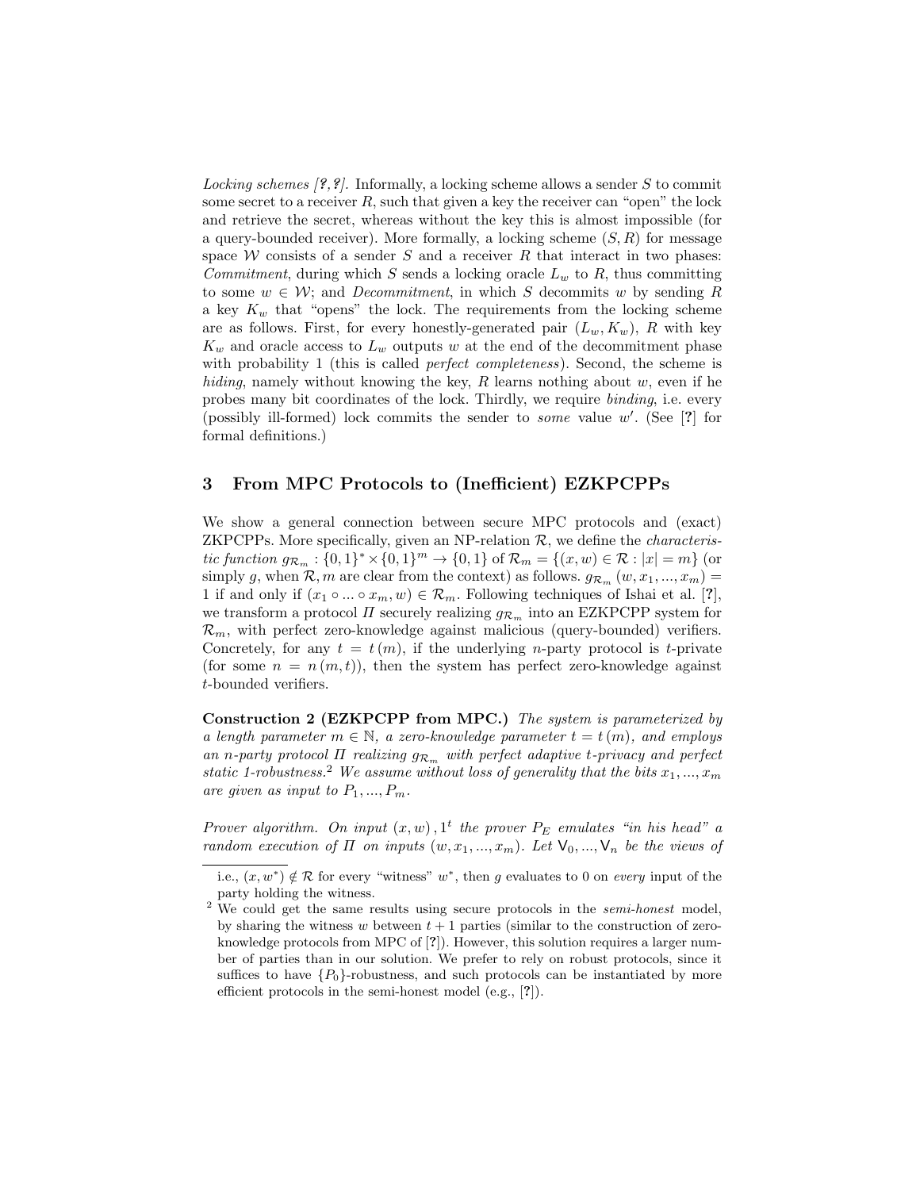*Locking schemes [?,?].* Informally, a locking scheme allows a sender $S$ to commit some secret to a receiver $R$, such that given a key the receiver can "open" the lock and retrieve the secret, whereas without the key this is almost impossible (for a query-bounded receiver). More formally, a locking scheme $(S, R)$ for message space $\mathcal{W}$ consists of a sender $S$ and a receiver $R$ that interact in two phases: *Commitment*, during which $S$ sends a locking oracle $L_w$ to $R$, thus committing to some $w \in \mathcal{W}$; and *Decommitment*, in which $S$ decommits $w$ by sending $R$ a key $K_w$ that "opens" the lock. The requirements from the locking scheme are as follows. First, for every honestly-generated pair $(L_w, K_w)$, $R$ with key $K_w$ and oracle access to $L_w$ outputs $w$ at the end of the decommitment phase with probability 1 (this is called *perfect completeness*). Second, the scheme is *hiding*, namely without knowing the key, $R$ learns nothing about $w$, even if he probes many bit coordinates of the lock. Thirdly, we require *binding*, i.e. every (possibly ill-formed) lock commits the sender to *some* value $w'$. (See [?] for formal definitions.)

## 3 From MPC Protocols to (Inefficient) EZKPCPPs

We show a general connection between secure MPC protocols and (exact) ZKPCPPs. More specifically, given an NP-relation $\mathcal{R}$, we define the *characteristic function* $g_{\mathcal{R}_m} : \{0,1\}^* \times \{0,1\}^m \to \{0,1\}$ of $\mathcal{R}_m = \{(x,w) \in \mathcal{R} : |x| = m\}$ (or simply $g$, when $\mathcal{R}, m$ are clear from the context) as follows. $g_{\mathcal{R}_m}(w, x_1, ..., x_m) = 1$ if and only if $(x_1 \circ ... \circ x_m, w) \in \mathcal{R}_m$. Following techniques of Ishai et al. [?], we transform a protocol $\Pi$ securely realizing $g_{\mathcal{R}_m}$ into an EZKPCPP system for $\mathcal{R}_m$, with perfect zero-knowledge against malicious (query-bounded) verifiers. Concretely, for any $t = t(m)$, if the underlying $n$-party protocol is $t$-private (for some $n = n(m,t)$), then the system has perfect zero-knowledge against $t$-bounded verifiers.

**Construction 2 (EZKPCPP from MPC.)** *The system is parameterized by a length parameter $m \in \mathbb{N}$, a zero-knowledge parameter $t = t(m)$, and employs an $n$-party protocol $\Pi$ realizing $g_{\mathcal{R}_m}$ with perfect adaptive $t$-privacy and perfect static 1-robustness.*[2] *We assume without loss of generality that the bits $x_1, ..., x_m$ are given as input to $P_1, ..., P_m$.*

*Prover algorithm. On input $(x, w), 1^t$ the prover $P_E$ emulates "in his head" a random execution of $\Pi$ on inputs $(w, x_1, ..., x_m)$. Let $\mathsf{V}_0, ..., \mathsf{V}_n$ be the views of*

i.e., $(x, w^*) \notin \mathcal{R}$ for every "witness" $w^*$, then $g$ evaluates to 0 on *every* input of the party holding the witness.

[2] We could get the same results using secure protocols in the *semi-honest* model, by sharing the witness $w$ between $t+1$ parties (similar to the construction of zero-knowledge protocols from MPC of [?]). However, this solution requires a larger number of parties than in our solution. We prefer to rely on robust protocols, since it suffices to have $\{P_0\}$-robustness, and such protocols can be instantiated by more efficient protocols in the semi-honest model (e.g., [?]).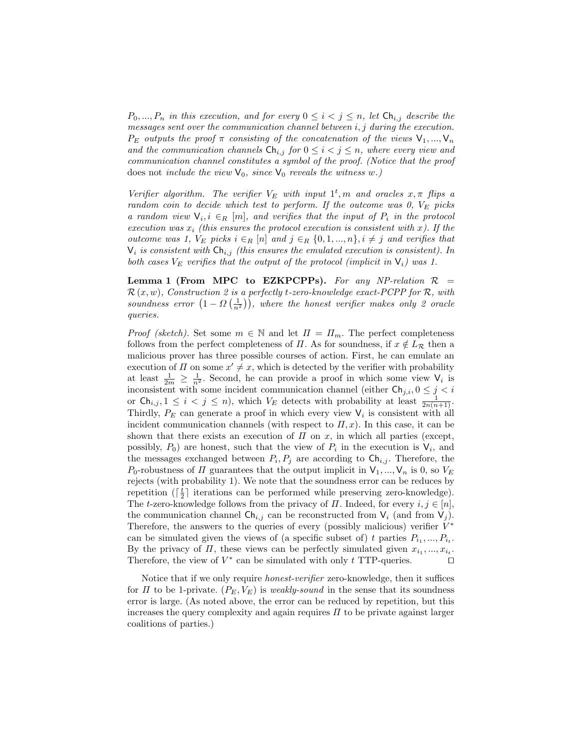*$P_0, ..., P_n$ in this execution, and for every $0 \leq i < j \leq n$, let $\mathsf{Ch}_{i,j}$ describe the messages sent over the communication channel between $i, j$ during the execution. $P_E$ outputs the proof $\pi$ consisting of the concatenation of the views $\mathsf{V}_1, ..., \mathsf{V}_n$ and the communication channels $\mathsf{Ch}_{i,j}$ for $0 \leq i < j \leq n$, where every view and communication channel constitutes a symbol of the proof. (Notice that the proof* does not *include the view $\mathsf{V}_0$, since $\mathsf{V}_0$ reveals the witness $w$.)*

*Verifier algorithm. The verifier $V_E$ with input $1^t, m$ and oracles $x, \pi$ flips a random coin to decide which test to perform. If the outcome was 0, $V_E$ picks a random view $\mathsf{V}_i, i \in_R [m]$, and verifies that the input of $P_i$ in the protocol execution was $x_i$ (this ensures the protocol execution is consistent with $x$). If the outcome was 1, $V_E$ picks $i \in_R [n]$ and $j \in_R \{0, 1, ..., n\}, i \neq j$ and verifies that $\mathsf{V}_i$ is consistent with $\mathsf{Ch}_{i,j}$ (this ensures the emulated execution is consistent). In both cases $V_E$ verifies that the output of the protocol (implicit in $\mathsf{V}_i$) was 1.*

**Lemma 1 (From MPC to EZKPCPPs).** *For any NP-relation $\mathcal{R} = \mathcal{R}(x, w)$, Construction 2 is a perfectly $t$-zero-knowledge exact-PCPP for $\mathcal{R}$, with soundness error $\left(1 - \Omega\left(\frac{1}{n^2}\right)\right)$, where the honest verifier makes only 2 oracle queries.*

*Proof (sketch).* Set some $m \in \mathbb{N}$ and let $\Pi = \Pi_m$. The perfect completeness follows from the perfect completeness of $\Pi$. As for soundness, if $x \notin L_{\mathcal{R}}$ then a malicious prover has three possible courses of action. First, he can emulate an execution of $\Pi$ on some $x' \neq x$, which is detected by the verifier with probability at least $\frac{1}{2m} \geq \frac{1}{n^2}$. Second, he can provide a proof in which some view $\mathsf{V}_i$ is inconsistent with some incident communication channel (either $\mathsf{Ch}_{j,i}, 0 \leq j < i$ or $\mathsf{Ch}_{i,j}, 1 \leq i < j \leq n$), which $V_E$ detects with probability at least $\frac{1}{2n(n+1)}$. Thirdly, $P_E$ can generate a proof in which every view $\mathsf{V}_i$ is consistent with all incident communication channels (with respect to $\Pi, x$). In this case, it can be shown that there exists an execution of $\Pi$ on $x$, in which all parties (except, possibly, $P_0$) are honest, such that the view of $P_i$ in the execution is $\mathsf{V}_i$, and the messages exchanged between $P_i, P_j$ are according to $\mathsf{Ch}_{i,j}$. Therefore, the $P_0$-robustness of $\Pi$ guarantees that the output implicit in $\mathsf{V}_1, ..., \mathsf{V}_n$ is 0, so $V_E$ rejects (with probability 1). We note that the soundness error can be reduces by repetition ($\lceil \frac{t}{2} \rceil$ iterations can be performed while preserving zero-knowledge). The $t$-zero-knowledge follows from the privacy of $\Pi$. Indeed, for every $i, j \in [n]$, the communication channel $\mathsf{Ch}_{i,j}$ can be reconstructed from $\mathsf{V}_i$ (and from $\mathsf{V}_j$). Therefore, the answers to the queries of every (possibly malicious) verifier $V^*$ can be simulated given the views of (a specific subset of) $t$ parties $P_{i_1}, ..., P_{i_t}$. By the privacy of $\Pi$, these views can be perfectly simulated given $x_{i_1}, ..., x_{i_t}$. Therefore, the view of $V^*$ can be simulated with only $t$ TTP-queries. □

Notice that if we only require *honest-verifier* zero-knowledge, then it suffices for $\Pi$ to be 1-private. $(P_E, V_E)$ is *weakly-sound* in the sense that its soundness error is large. (As noted above, the error can be reduced by repetition, but this increases the query complexity and again requires $\Pi$ to be private against larger coalitions of parties.)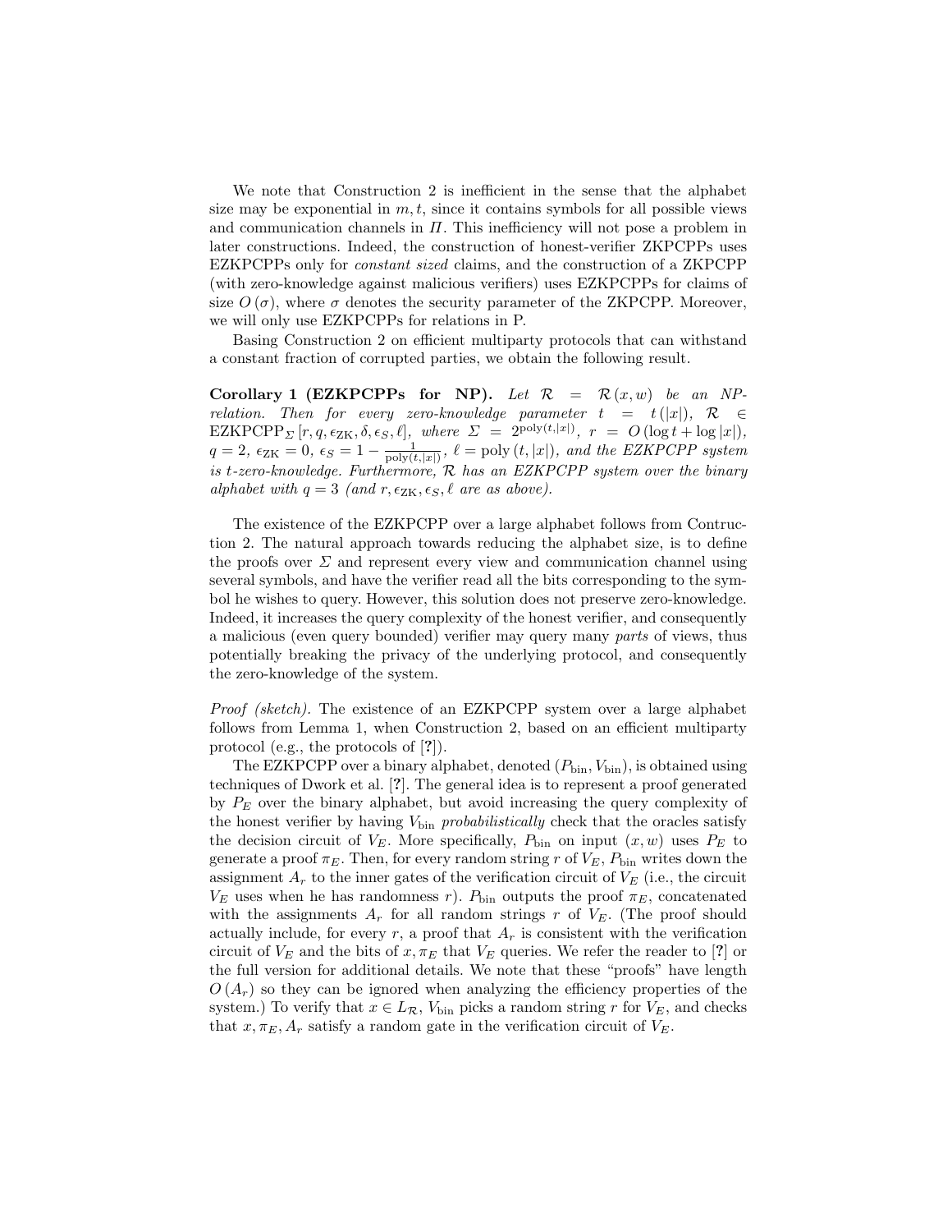We note that Construction 2 is inefficient in the sense that the alphabet size may be exponential in $m, t$, since it contains symbols for all possible views and communication channels in $\Pi$. This inefficiency will not pose a problem in later constructions. Indeed, the construction of honest-verifier ZKPCPPs uses EZKPCPPs only for *constant sized* claims, and the construction of a ZKPCPP (with zero-knowledge against malicious verifiers) uses EZKPCPPs for claims of size $O(\sigma)$, where $\sigma$ denotes the security parameter of the ZKPCPP. Moreover, we will only use EZKPCPPs for relations in P.

Basing Construction 2 on efficient multiparty protocols that can withstand a constant fraction of corrupted parties, we obtain the following result.

**Corollary 1 (EZKPCPPs for NP).** *Let $\mathcal{R} = \mathcal{R}(x, w)$ be an NP-relation. Then for every zero-knowledge parameter $t = t(|x|)$, $\mathcal{R} \in \text{EZKPCPP}_{\Sigma}[r, q, \epsilon_{\text{ZK}}, \delta, \epsilon_S, \ell]$, where $\Sigma = 2^{\text{poly}(t,|x|)}$, $r = O(\log t + \log |x|)$, $q = 2$, $\epsilon_{\text{ZK}} = 0$, $\epsilon_S = 1 - \frac{1}{\text{poly}(t,|x|)}$, $\ell = \text{poly}(t, |x|)$, and the EZKPCPP system is $t$-zero-knowledge. Furthermore, $\mathcal{R}$ has an EZKPCPP system over the binary alphabet with $q = 3$ (and $r, \epsilon_{\text{ZK}}, \epsilon_S, \ell$ are as above).*

The existence of the EZKPCPP over a large alphabet follows from Contruction 2. The natural approach towards reducing the alphabet size, is to define the proofs over $\Sigma$ and represent every view and communication channel using several symbols, and have the verifier read all the bits corresponding to the symbol he wishes to query. However, this solution does not preserve zero-knowledge. Indeed, it increases the query complexity of the honest verifier, and consequently a malicious (even query bounded) verifier may query many *parts* of views, thus potentially breaking the privacy of the underlying protocol, and consequently the zero-knowledge of the system.

*Proof (sketch).* The existence of an EZKPCPP system over a large alphabet follows from Lemma 1, when Construction 2, based on an efficient multiparty protocol (e.g., the protocols of [?]).

The EZKPCPP over a binary alphabet, denoted $(P_{\text{bin}}, V_{\text{bin}})$, is obtained using techniques of Dwork et al. [?]. The general idea is to represent a proof generated by $P_E$ over the binary alphabet, but avoid increasing the query complexity of the honest verifier by having $V_{\text{bin}}$ *probabilistically* check that the oracles satisfy the decision circuit of $V_E$. More specifically, $P_{\text{bin}}$ on input $(x, w)$ uses $P_E$ to generate a proof $\pi_E$. Then, for every random string $r$ of $V_E$, $P_{\text{bin}}$ writes down the assignment $A_r$ to the inner gates of the verification circuit of $V_E$ (i.e., the circuit $V_E$ uses when he has randomness $r$). $P_{\text{bin}}$ outputs the proof $\pi_E$, concatenated with the assignments $A_r$ for all random strings $r$ of $V_E$. (The proof should actually include, for every $r$, a proof that $A_r$ is consistent with the verification circuit of $V_E$ and the bits of $x, \pi_E$ that $V_E$ queries. We refer the reader to [?] or the full version for additional details. We note that these "proofs" have length $O(A_r)$ so they can be ignored when analyzing the efficiency properties of the system.) To verify that $x \in L_{\mathcal{R}}$, $V_{\text{bin}}$ picks a random string $r$ for $V_E$, and checks that $x, \pi_E, A_r$ satisfy a random gate in the verification circuit of $V_E$.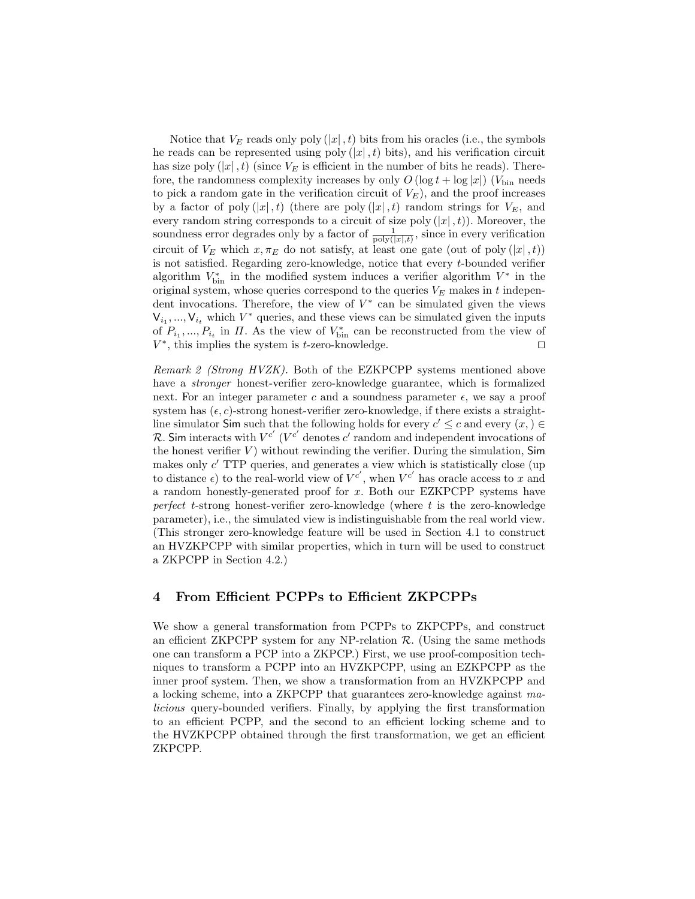Notice that $V_E$ reads only $\text{poly}(|x|, t)$ bits from his oracles (i.e., the symbols he reads can be represented using $\text{poly}(|x|, t)$ bits), and his verification circuit has size $\text{poly}(|x|, t)$ (since $V_E$ is efficient in the number of bits he reads). Therefore, the randomness complexity increases by only $O(\log t + \log |x|)$ ($V_{\text{bin}}$ needs to pick a random gate in the verification circuit of $V_E$), and the proof increases by a factor of $\text{poly}(|x|, t)$ (there are $\text{poly}(|x|, t)$ random strings for $V_E$, and every random string corresponds to a circuit of size $\text{poly}(|x|, t)$). Moreover, the soundness error degrades only by a factor of $\frac{1}{\text{poly}(|x|,t)}$, since in every verification circuit of $V_E$ which $x, \pi_E$ do not satisfy, at least one gate (out of $\text{poly}(|x|, t)$) is not satisfied. Regarding zero-knowledge, notice that every $t$-bounded verifier algorithm $V_{\text{bin}}^*$ in the modified system induces a verifier algorithm $V^*$ in the original system, whose queries correspond to the queries $V_E$ makes in $t$ independent invocations. Therefore, the view of $V^*$ can be simulated given the views $\mathsf{V}_{i_1}, ..., \mathsf{V}_{i_t}$ which $V^*$ queries, and these views can be simulated given the inputs of $P_{i_1}, ..., P_{i_t}$ in $\Pi$. As the view of $V_{\text{bin}}^*$ can be reconstructed from the view of $V^*$, this implies the system is $t$-zero-knowledge. ☐

*Remark 2 (Strong HVZK).* Both of the EZKPCPP systems mentioned above have a *stronger* honest-verifier zero-knowledge guarantee, which is formalized next. For an integer parameter $c$ and a soundness parameter $\epsilon$, we say a proof system has $(\epsilon, c)$-strong honest-verifier zero-knowledge, if there exists a straight-line simulator $\mathsf{Sim}$ such that the following holds for every $c' \leq c$ and every $(x, ) \in \mathcal{R}$. $\mathsf{Sim}$ interacts with $V^{c'}$ ($V^{c'}$ denotes $c'$ random and independent invocations of the honest verifier $V$) without rewinding the verifier. During the simulation, $\mathsf{Sim}$ makes only $c'$ TTP queries, and generates a view which is statistically close (up to distance $\epsilon$) to the real-world view of $V^{c'}$, when $V^{c'}$ has oracle access to $x$ and a random honestly-generated proof for $x$. Both our EZKPCPP systems have *perfect* $t$-strong honest-verifier zero-knowledge (where $t$ is the zero-knowledge parameter), i.e., the simulated view is indistinguishable from the real world view. (This stronger zero-knowledge feature will be used in Section 4.1 to construct an HVZKPCPP with similar properties, which in turn will be used to construct a ZKPCPP in Section 4.2.)

## 4 From Efficient PCPPs to Efficient ZKPCPPs

We show a general transformation from PCPPs to ZKPCPPs, and construct an efficient ZKPCPP system for any NP-relation $\mathcal{R}$. (Using the same methods one can transform a PCP into a ZKPCP.) First, we use proof-composition techniques to transform a PCPP into an HVZKPCPP, using an EZKPCPP as the inner proof system. Then, we show a transformation from an HVZKPCPP and a locking scheme, into a ZKPCPP that guarantees zero-knowledge against *malicious* query-bounded verifiers. Finally, by applying the first transformation to an efficient PCPP, and the second to an efficient locking scheme and to the HVZKPCPP obtained through the first transformation, we get an efficient ZKPCPP.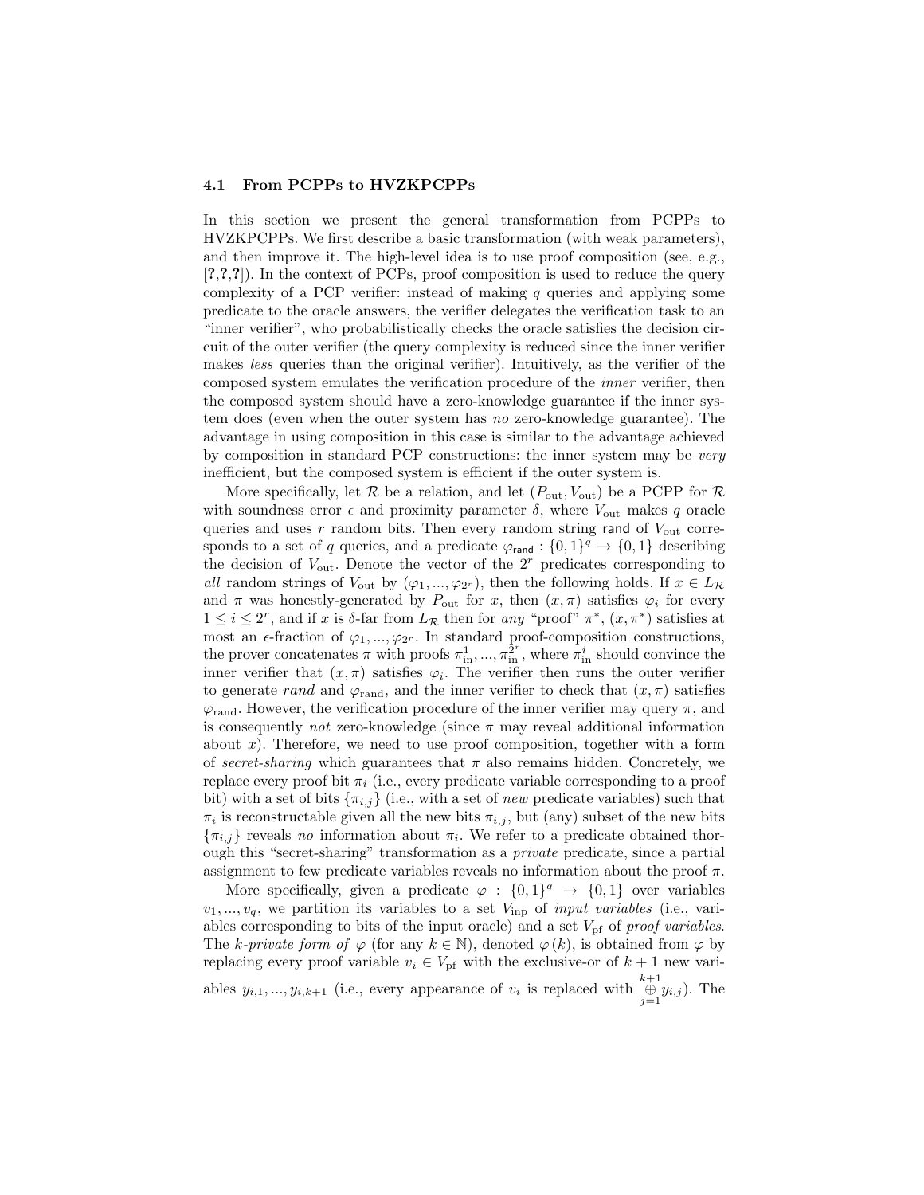### 4.1 From PCPPs to HVZKPCPPs

In this section we present the general transformation from PCPPs to HVZKPCPPs. We first describe a basic transformation (with weak parameters), and then improve it. The high-level idea is to use proof composition (see, e.g., [?,?,?]). In the context of PCPs, proof composition is used to reduce the query complexity of a PCP verifier: instead of making $q$ queries and applying some predicate to the oracle answers, the verifier delegates the verification task to an "inner verifier", who probabilistically checks the oracle satisfies the decision circuit of the outer verifier (the query complexity is reduced since the inner verifier makes *less* queries than the original verifier). Intuitively, as the verifier of the composed system emulates the verification procedure of the *inner* verifier, then the composed system should have a zero-knowledge guarantee if the inner system does (even when the outer system has *no* zero-knowledge guarantee). The advantage in using composition in this case is similar to the advantage achieved by composition in standard PCP constructions: the inner system may be *very* inefficient, but the composed system is efficient if the outer system is.

More specifically, let $\mathcal{R}$ be a relation, and let $(P_{\text{out}}, V_{\text{out}})$ be a PCPP for $\mathcal{R}$ with soundness error $\epsilon$ and proximity parameter $\delta$, where $V_{\text{out}}$ makes $q$ oracle queries and uses $r$ random bits. Then every random string $\mathsf{rand}$ of $V_{\text{out}}$ corresponds to a set of $q$ queries, and a predicate $\varphi_{\mathsf{rand}} : \{0,1\}^q \to \{0,1\}$ describing the decision of $V_{\text{out}}$. Denote the vector of the $2^r$ predicates corresponding to *all* random strings of $V_{\text{out}}$ by $(\varphi_1, ..., \varphi_{2^r})$, then the following holds. If $x \in L_{\mathcal{R}}$ and $\pi$ was honestly-generated by $P_{\text{out}}$ for $x$, then $(x, \pi)$ satisfies $\varphi_i$ for every $1 \leq i \leq 2^r$, and if $x$ is $\delta$-far from $L_{\mathcal{R}}$ then for *any* "proof" $\pi^*$, $(x, \pi^*)$ satisfies at most an $\epsilon$-fraction of $\varphi_1, ..., \varphi_{2^r}$. In standard proof-composition constructions, the prover concatenates $\pi$ with proofs $\pi_{\text{in}}^1, ..., \pi_{\text{in}}^{2^r}$, where $\pi_{\text{in}}^i$ should convince the inner verifier that $(x, \pi)$ satisfies $\varphi_i$. The verifier then runs the outer verifier to generate *rand* and $\varphi_{\text{rand}}$, and the inner verifier to check that $(x, \pi)$ satisfies $\varphi_{\text{rand}}$. However, the verification procedure of the inner verifier may query $\pi$, and is consequently *not* zero-knowledge (since $\pi$ may reveal additional information about $x$). Therefore, we need to use proof composition, together with a form of *secret-sharing* which guarantees that $\pi$ also remains hidden. Concretely, we replace every proof bit $\pi_i$ (i.e., every predicate variable corresponding to a proof bit) with a set of bits $\{\pi_{i,j}\}$ (i.e., with a set of *new* predicate variables) such that $\pi_i$ is reconstructable given all the new bits $\pi_{i,j}$, but (any) subset of the new bits $\{\pi_{i,j}\}$ reveals *no* information about $\pi_i$. We refer to a predicate obtained thorough this "secret-sharing" transformation as a *private* predicate, since a partial assignment to few predicate variables reveals no information about the proof $\pi$.

More specifically, given a predicate $\varphi : \{0,1\}^q \to \{0,1\}$ over variables $v_1, ..., v_q$, we partition its variables to a set $V_{\text{inp}}$ of *input variables* (i.e., variables corresponding to bits of the input oracle) and a set $V_{\text{pf}}$ of *proof variables*. The *k-private form of* $\varphi$ (for any $k \in \mathbb{N}$), denoted $\varphi(k)$, is obtained from $\varphi$ by replacing every proof variable $v_i \in V_{\text{pf}}$ with the exclusive-or of $k+1$ new variables $y_{i,1}, ..., y_{i,k+1}$ (i.e., every appearance of $v_i$ is replaced with $\overset{k+1}{\underset{j=1}{\oplus}} y_{i,j}$). The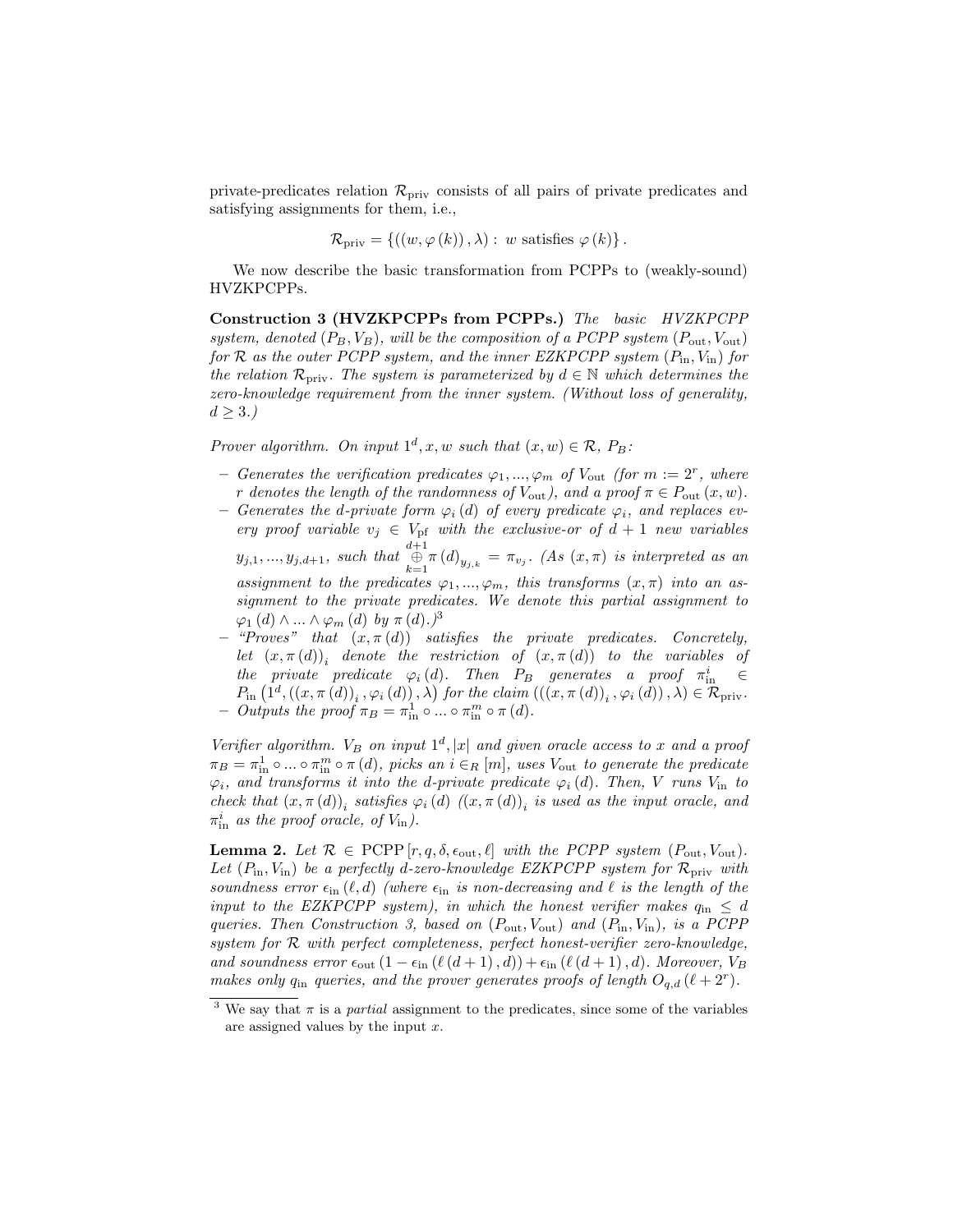private-predicates relation $\mathcal{R}_{\text{priv}}$ consists of all pairs of private predicates and satisfying assignments for them, i.e.,

$$\mathcal{R}_{\text{priv}} = \{((w, \varphi(k)), \lambda) : w \text{ satisfies } \varphi(k)\}.$$

We now describe the basic transformation from PCPPs to (weakly-sound) HVZKPCPPs.

**Construction 3 (HVZKPCPPs from PCPPs.)** *The basic HVZKPCPP system, denoted $(P_B, V_B)$, will be the composition of a PCPP system $(P_{\text{out}}, V_{\text{out}})$ for $\mathcal{R}$ as the outer PCPP system, and the inner EZKPCPP system $(P_{\text{in}}, V_{\text{in}})$ for the relation $\mathcal{R}_{\text{priv}}$. The system is parameterized by $d \in \mathbb{N}$ which determines the zero-knowledge requirement from the inner system. (Without loss of generality, $d \geq 3$.)*

*Prover algorithm. On input $1^d, x, w$ such that $(x, w) \in \mathcal{R}$, $P_B$:*

- *Generates the verification predicates $\varphi_1, ..., \varphi_m$ of $V_{\text{out}}$ (for $m := 2^r$, where $r$ denotes the length of the randomness of $V_{\text{out}}$), and a proof $\pi \in P_{\text{out}}(x, w)$.*
- *Generates the $d$-private form $\varphi_i(d)$ of every predicate $\varphi_i$, and replaces every proof variable $v_j \in V_{\text{pf}}$ with the exclusive-or of $d+1$ new variables $y_{j,1}, ..., y_{j,d+1}$, such that $\overset{d+1}{\underset{k=1}{\oplus}} \pi(d)_{y_{j,k}} = \pi_{v_j}$. (As $(x, \pi)$ is interpreted as an assignment to the predicates $\varphi_1, ..., \varphi_m$, this transforms $(x, \pi)$ into an assignment to the private predicates. We denote this partial assignment to $\varphi_1(d) \wedge ... \wedge \varphi_m(d)$ by $\pi(d)$.)*[3]
- *"Proves" that $(x, \pi(d))$ satisfies the private predicates. Concretely, let $(x, \pi(d))_i$ denote the restriction of $(x, \pi(d))$ to the variables of the private predicate $\varphi_i(d)$. Then $P_B$ generates a proof $\pi_{\text{in}}^i \in P_{\text{in}}(1^d, ((x, \pi(d))_i, \varphi_i(d)), \lambda)$ for the claim $(((x, \pi(d))_i, \varphi_i(d)), \lambda) \in \mathcal{R}_{\text{priv}}$.*
- *Outputs the proof $\pi_B = \pi_{\text{in}}^1 \circ ... \circ \pi_{\text{in}}^m \circ \pi(d)$.*

*Verifier algorithm. $V_B$ on input $1^d, |x|$ and given oracle access to $x$ and a proof $\pi_B = \pi_{\text{in}}^1 \circ ... \circ \pi_{\text{in}}^m \circ \pi(d)$, picks an $i \in_R [m]$, uses $V_{\text{out}}$ to generate the predicate $\varphi_i$, and transforms it into the $d$-private predicate $\varphi_i(d)$. Then, $V$ runs $V_{\text{in}}$ to check that $(x, \pi(d))_i$ satisfies $\varphi_i(d)$ ($(x, \pi(d))_i$ is used as the input oracle, and $\pi_{\text{in}}^i$ as the proof oracle, of $V_{\text{in}}$).*

**Lemma 2.** *Let $\mathcal{R} \in \text{PCPP}[r, q, \delta, \epsilon_{\text{out}}, \ell]$ with the PCPP system $(P_{\text{out}}, V_{\text{out}})$. Let $(P_{\text{in}}, V_{\text{in}})$ be a perfectly $d$-zero-knowledge EZKPCPP system for $\mathcal{R}_{\text{priv}}$ with soundness error $\epsilon_{\text{in}}(\ell, d)$ (where $\epsilon_{\text{in}}$ is non-decreasing and $\ell$ is the length of the input to the EZKPCPP system), in which the honest verifier makes $q_{\text{in}} \leq d$ queries. Then Construction 3, based on $(P_{\text{out}}, V_{\text{out}})$ and $(P_{\text{in}}, V_{\text{in}})$, is a PCPP system for $\mathcal{R}$ with perfect completeness, perfect honest-verifier zero-knowledge, and soundness error $\epsilon_{\text{out}}(1 - \epsilon_{\text{in}}(\ell(d+1), d)) + \epsilon_{\text{in}}(\ell(d+1), d)$. Moreover, $V_B$ makes only $q_{\text{in}}$ queries, and the prover generates proofs of length $O_{q,d}(\ell + 2^r)$.*

[3] We say that $\pi$ is a *partial* assignment to the predicates, since some of the variables are assigned values by the input $x$.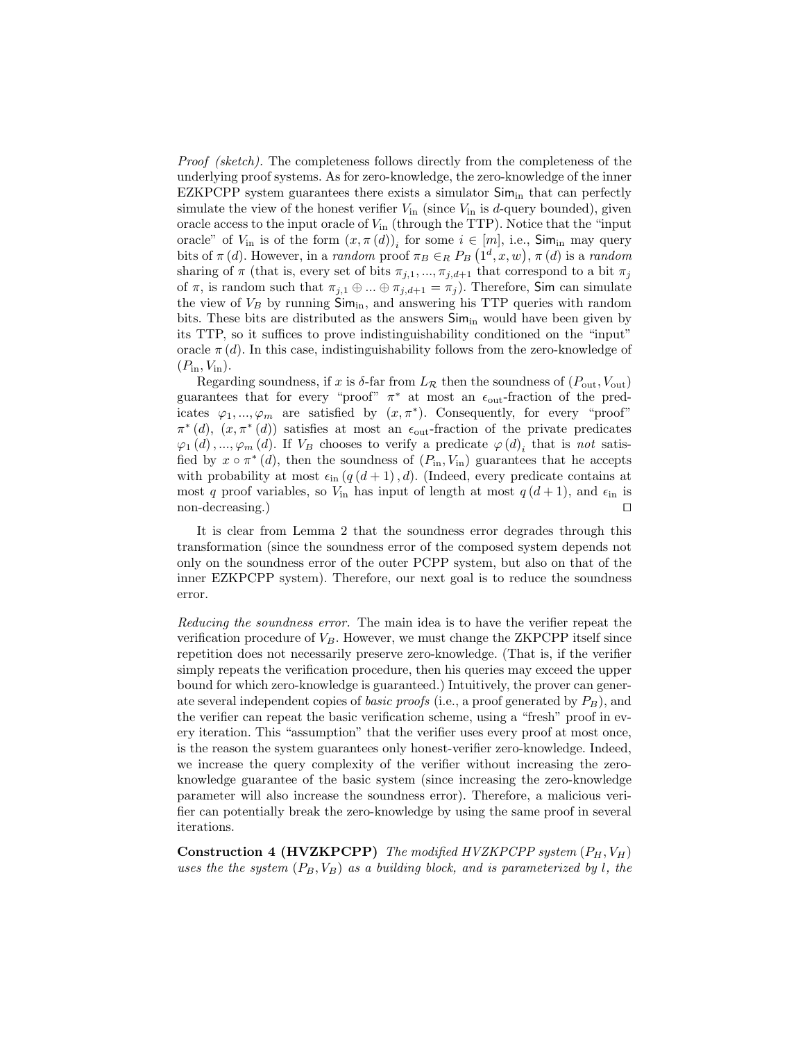*Proof (sketch).* The completeness follows directly from the completeness of the underlying proof systems. As for zero-knowledge, the zero-knowledge of the inner EZKPCPP system guarantees there exists a simulator $\mathsf{Sim}_{\text{in}}$ that can perfectly simulate the view of the honest verifier $V_{\text{in}}$ (since $V_{\text{in}}$ is $d$-query bounded), given oracle access to the input oracle of $V_{\text{in}}$ (through the TTP). Notice that the "input oracle" of $V_{\text{in}}$ is of the form $(x, \pi(d))_i$ for some $i \in [m]$, i.e., $\mathsf{Sim}_{\text{in}}$ may query bits of $\pi(d)$. However, in a *random* proof $\pi_B \in_R P_B(1^d, x, w)$, $\pi(d)$ is a *random* sharing of $\pi$ (that is, every set of bits $\pi_{j,1}, ..., \pi_{j,d+1}$ that correspond to a bit $\pi_j$ of $\pi$, is random such that $\pi_{j,1} \oplus ... \oplus \pi_{j,d+1} = \pi_j$). Therefore, $\mathsf{Sim}$ can simulate the view of $V_B$ by running $\mathsf{Sim}_{\text{in}}$, and answering his TTP queries with random bits. These bits are distributed as the answers $\mathsf{Sim}_{\text{in}}$ would have been given by its TTP, so it suffices to prove indistinguishability conditioned on the "input" oracle $\pi(d)$. In this case, indistinguishability follows from the zero-knowledge of $(P_{\text{in}}, V_{\text{in}})$.

Regarding soundness, if $x$ is $\delta$-far from $L_{\mathcal{R}}$ then the soundness of $(P_{\text{out}}, V_{\text{out}})$ guarantees that for every "proof" $\pi^*$ at most an $\epsilon_{\text{out}}$-fraction of the predicates $\varphi_1, ..., \varphi_m$ are satisfied by $(x, \pi^*)$. Consequently, for every "proof" $\pi^*(d)$, $(x, \pi^*(d))$ satisfies at most an $\epsilon_{\text{out}}$-fraction of the private predicates $\varphi_1(d), ..., \varphi_m(d)$. If $V_B$ chooses to verify a predicate $\varphi(d)_i$ that is *not* satisfied by $x \circ \pi^*(d)$, then the soundness of $(P_{\text{in}}, V_{\text{in}})$ guarantees that he accepts with probability at most $\epsilon_{\text{in}}(q(d+1), d)$. (Indeed, every predicate contains at most $q$ proof variables, so $V_{\text{in}}$ has input of length at most $q(d+1)$, and $\epsilon_{\text{in}}$ is non-decreasing.) $\square$

It is clear from Lemma 2 that the soundness error degrades through this transformation (since the soundness error of the composed system depends not only on the soundness error of the outer PCPP system, but also on that of the inner EZKPCPP system). Therefore, our next goal is to reduce the soundness error.

*Reducing the soundness error.* The main idea is to have the verifier repeat the verification procedure of $V_B$. However, we must change the ZKPCPP itself since repetition does not necessarily preserve zero-knowledge. (That is, if the verifier simply repeats the verification procedure, then his queries may exceed the upper bound for which zero-knowledge is guaranteed.) Intuitively, the prover can generate several independent copies of *basic proofs* (i.e., a proof generated by $P_B$), and the verifier can repeat the basic verification scheme, using a "fresh" proof in every iteration. This "assumption" that the verifier uses every proof at most once, is the reason the system guarantees only honest-verifier zero-knowledge. Indeed, we increase the query complexity of the verifier without increasing the zero-knowledge guarantee of the basic system (since increasing the zero-knowledge parameter will also increase the soundness error). Therefore, a malicious verifier can potentially break the zero-knowledge by using the same proof in several iterations.

**Construction 4 (HVZKPCPP)** *The modified HVZKPCPP system $(P_H, V_H)$ uses the the system $(P_B, V_B)$ as a building block, and is parameterized by $l$, the*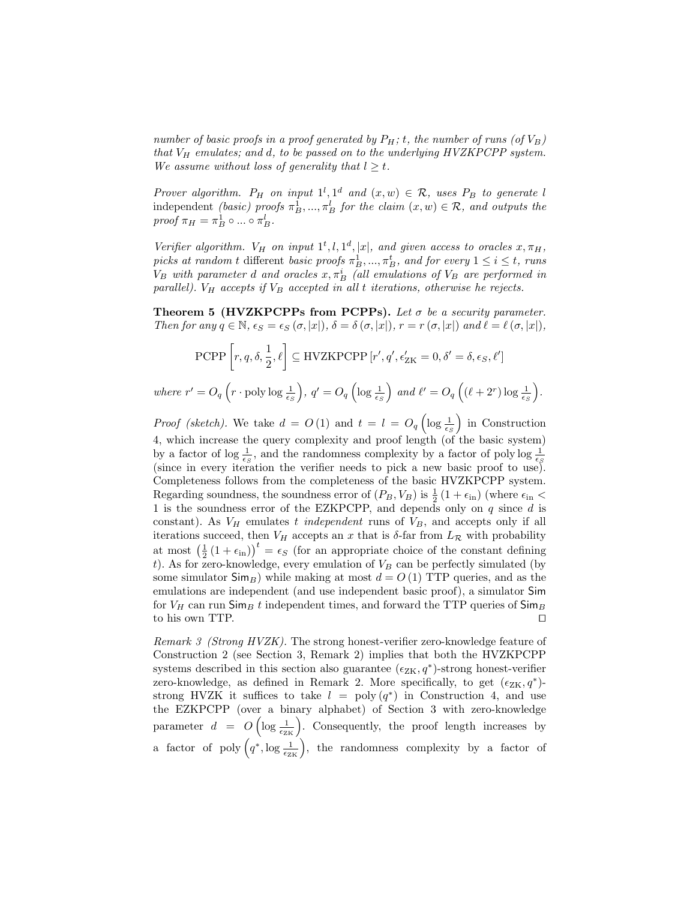*number of basic proofs in a proof generated by $P_H$; $t$, the number of runs (of $V_B$) that $V_H$ emulates; and $d$, to be passed on to the underlying HVZKPCPP system. We assume without loss of generality that $l \geq t$.*

*Prover algorithm.* $P_H$ *on input* $1^l, 1^d$ *and* $(x, w) \in \mathcal{R}$, *uses* $P_B$ *to generate* $l$ independent *(basic) proofs* $\pi_B^1, ..., \pi_B^l$ *for the claim* $(x, w) \in \mathcal{R}$, *and outputs the proof* $\pi_H = \pi_B^1 \circ ... \circ \pi_B^l$.

*Verifier algorithm.* $V_H$ *on input* $1^t, l, 1^d, |x|$, *and given access to oracles* $x, \pi_H$, *picks at random* $t$ different *basic proofs* $\pi_B^1, ..., \pi_B^t$, *and for every* $1 \leq i \leq t$, *runs* $V_B$ *with parameter* $d$ *and oracles* $x, \pi_B^i$ *(all emulations of* $V_B$ *are performed in parallel).* $V_H$ *accepts if* $V_B$ *accepted in all* $t$ *iterations, otherwise he rejects.*

**Theorem 5 (HVZKPCPPs from PCPPs).** *Let* $\sigma$ *be a security parameter. Then for any* $q \in \mathbb{N}$, $\epsilon_S = \epsilon_S(\sigma, |x|)$, $\delta = \delta(\sigma, |x|)$, $r = r(\sigma, |x|)$ *and* $\ell = \ell(\sigma, |x|)$,

$$\text{PCPP}\left[r, q, \delta, \frac{1}{2}, \ell\right] \subseteq \text{HVZKPCPP}\left[r', q', \epsilon'_{\text{ZK}} = 0, \delta' = \delta, \epsilon_S, \ell'\right]$$

*where* $r' = O_q\left(r \cdot \text{poly}\log\frac{1}{\epsilon_S}\right)$, $q' = O_q\left(\log\frac{1}{\epsilon_S}\right)$ *and* $\ell' = O_q\left((\ell + 2^r)\log\frac{1}{\epsilon_S}\right)$.

*Proof (sketch).* We take $d = O(1)$ and $t = l = O_q\left(\log\frac{1}{\epsilon_S}\right)$ in Construction 4, which increase the query complexity and proof length (of the basic system) by a factor of $\log\frac{1}{\epsilon_S}$, and the randomness complexity by a factor of $\text{poly}\log\frac{1}{\epsilon_S}$ (since in every iteration the verifier needs to pick a new basic proof to use). Completeness follows from the completeness of the basic HVZKPCPP system. Regarding soundness, the soundness error of $(P_B, V_B)$ is $\frac{1}{2}(1 + \epsilon_{\text{in}})$ (where $\epsilon_{\text{in}} < 1$ is the soundness error of the EZKPCPP, and depends only on $q$ since $d$ is constant). As $V_H$ emulates $t$ *independent* runs of $V_B$, and accepts only if all iterations succeed, then $V_H$ accepts an $x$ that is $\delta$-far from $L_{\mathcal{R}}$ with probability at most $\left(\frac{1}{2}(1 + \epsilon_{\text{in}})\right)^t = \epsilon_S$ (for an appropriate choice of the constant defining $t$). As for zero-knowledge, every emulation of $V_B$ can be perfectly simulated (by some simulator $\mathsf{Sim}_B$) while making at most $d = O(1)$ TTP queries, and as the emulations are independent (and use independent basic proof), a simulator $\mathsf{Sim}$ for $V_H$ can run $\mathsf{Sim}_B$ $t$ independent times, and forward the TTP queries of $\mathsf{Sim}_B$ to his own TTP. □

*Remark 3 (Strong HVZK).* The strong honest-verifier zero-knowledge feature of Construction 2 (see Section 3, Remark 2) implies that both the HVZKPCPP systems described in this section also guarantee $(\epsilon_{\text{ZK}}, q^*)$-strong honest-verifier zero-knowledge, as defined in Remark 2. More specifically, to get $(\epsilon_{\text{ZK}}, q^*)$-strong HVZK it suffices to take $l = \text{poly}(q^*)$ in Construction 4, and use the EZKPCPP (over a binary alphabet) of Section 3 with zero-knowledge parameter $d = O\left(\log\frac{1}{\epsilon_{\text{ZK}}}\right)$. Consequently, the proof length increases by a factor of $\text{poly}\left(q^*, \log\frac{1}{\epsilon_{\text{ZK}}}\right)$, the randomness complexity by a factor of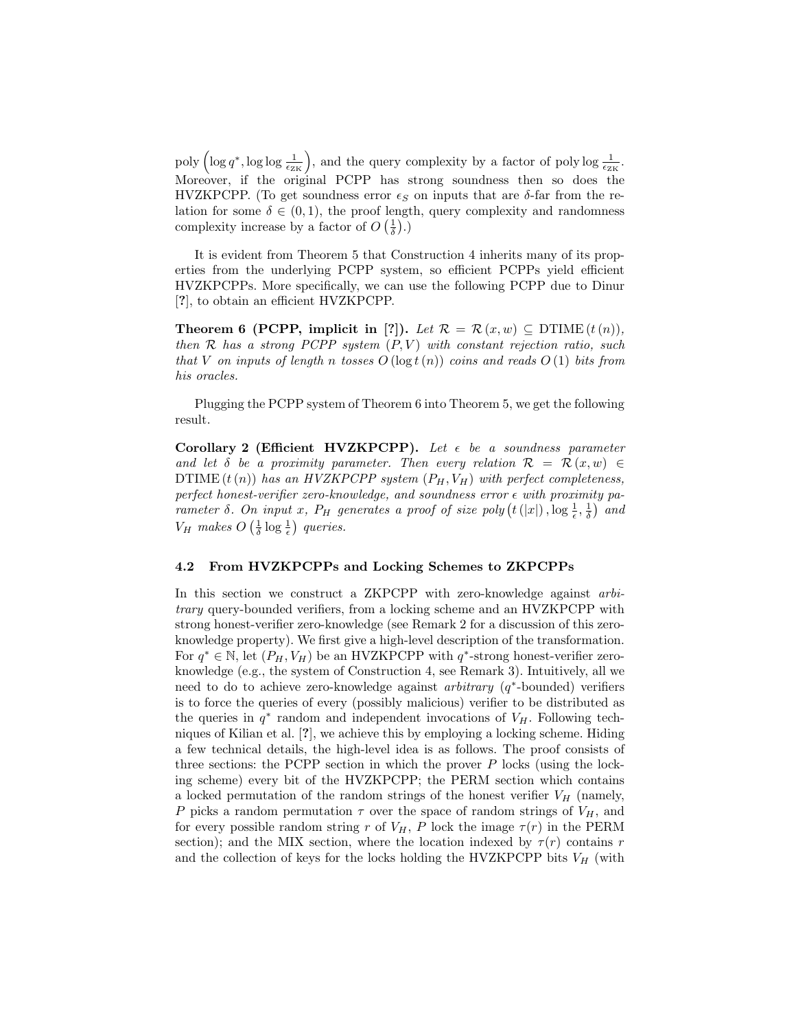poly $\left(\log q^*, \log\log \frac{1}{\epsilon_{\text{ZK}}}\right)$, and the query complexity by a factor of poly $\log \frac{1}{\epsilon_{\text{ZK}}}$. Moreover, if the original PCPP has strong soundness then so does the HVZKPCPP. (To get soundness error $\epsilon_S$ on inputs that are $\delta$-far from the relation for some $\delta \in (0,1)$, the proof length, query complexity and randomness complexity increase by a factor of $O\left(\frac{1}{\delta}\right)$.)

It is evident from Theorem 5 that Construction 4 inherits many of its properties from the underlying PCPP system, so efficient PCPPs yield efficient HVZKPCPPs. More specifically, we can use the following PCPP due to Dinur [?], to obtain an efficient HVZKPCPP.

**Theorem 6 (PCPP, implicit in [?]).** *Let $\mathcal{R} = \mathcal{R}(x, w) \subseteq \text{DTIME}(t(n))$, then $\mathcal{R}$ has a strong PCPP system $(P, V)$ with constant rejection ratio, such that $V$ on inputs of length $n$ tosses $O(\log t(n))$ coins and reads $O(1)$ bits from his oracles.*

Plugging the PCPP system of Theorem 6 into Theorem 5, we get the following result.

**Corollary 2 (Efficient HVZKPCPP).** *Let $\epsilon$ be a soundness parameter and let $\delta$ be a proximity parameter. Then every relation $\mathcal{R} = \mathcal{R}(x, w) \in \text{DTIME}(t(n))$ has an HVZKPCPP system $(P_H, V_H)$ with perfect completeness, perfect honest-verifier zero-knowledge, and soundness error $\epsilon$ with proximity parameter $\delta$. On input $x$, $P_H$ generates a proof of size poly$\left(t(|x|), \log \frac{1}{\epsilon}, \frac{1}{\delta}\right)$ and $V_H$ makes $O\left(\frac{1}{\delta} \log \frac{1}{\epsilon}\right)$ queries.*

### 4.2 From HVZKPCPPs and Locking Schemes to ZKPCPPs

In this section we construct a ZKPCPP with zero-knowledge against *arbitrary* query-bounded verifiers, from a locking scheme and an HVZKPCPP with strong honest-verifier zero-knowledge (see Remark 2 for a discussion of this zero-knowledge property). We first give a high-level description of the transformation. For $q^* \in \mathbb{N}$, let $(P_H, V_H)$ be an HVZKPCPP with $q^*$-strong honest-verifier zero-knowledge (e.g., the system of Construction 4, see Remark 3). Intuitively, all we need to do to achieve zero-knowledge against *arbitrary* ($q^*$-bounded) verifiers is to force the queries of every (possibly malicious) verifier to be distributed as the queries in $q^*$ random and independent invocations of $V_H$. Following techniques of Kilian et al. [?], we achieve this by employing a locking scheme. Hiding a few technical details, the high-level idea is as follows. The proof consists of three sections: the PCPP section in which the prover $P$ locks (using the locking scheme) every bit of the HVZKPCPP; the PERM section which contains a locked permutation of the random strings of the honest verifier $V_H$ (namely, $P$ picks a random permutation $\tau$ over the space of random strings of $V_H$, and for every possible random string $r$ of $V_H$, $P$ lock the image $\tau(r)$ in the PERM section); and the MIX section, where the location indexed by $\tau(r)$ contains $r$ and the collection of keys for the locks holding the HVZKPCPP bits $V_H$ (with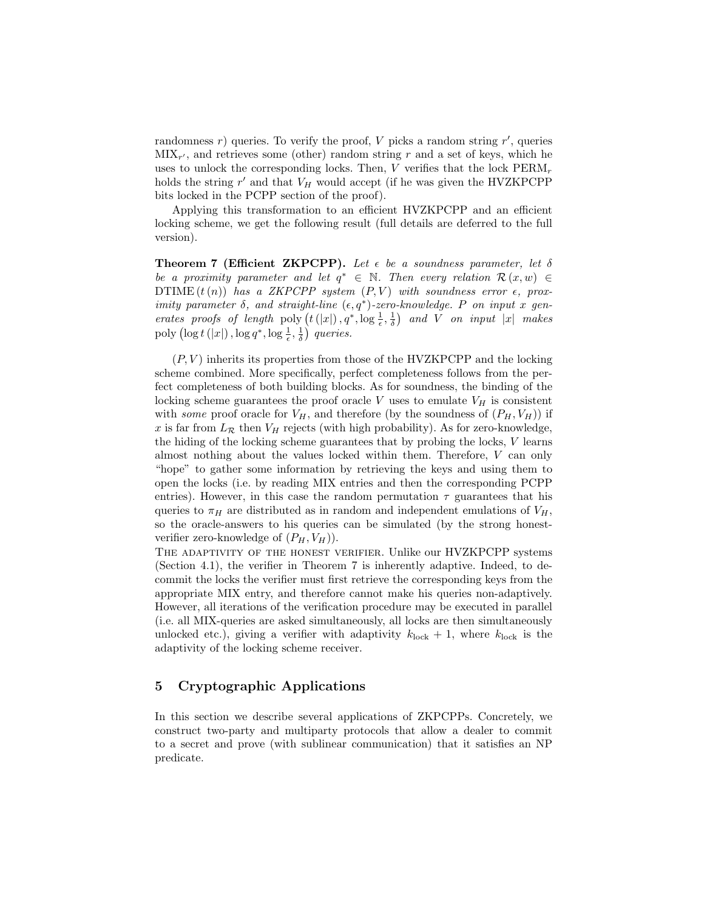randomness $r$) queries. To verify the proof, $V$ picks a random string $r'$, queries $\mathrm{MIX}_{r'}$, and retrieves some (other) random string $r$ and a set of keys, which he uses to unlock the corresponding locks. Then, $V$ verifies that the lock $\mathrm{PERM}_r$ holds the string $r'$ and that $V_H$ would accept (if he was given the HVZKPCPP bits locked in the PCPP section of the proof).

Applying this transformation to an efficient HVZKPCPP and an efficient locking scheme, we get the following result (full details are deferred to the full version).

**Theorem 7 (Efficient ZKPCPP).** *Let $\epsilon$ be a soundness parameter, let $\delta$ be a proximity parameter and let $q^* \in \mathbb{N}$. Then every relation $\mathcal{R}(x, w) \in \mathrm{DTIME}(t(n))$ has a ZKPCPP system $(P, V)$ with soundness error $\epsilon$, proximity parameter $\delta$, and straight-line $(\epsilon, q^*)$-zero-knowledge. $P$ on input $x$ generates proofs of length $\mathrm{poly}\left(t(|x|), q^*, \log\frac{1}{\epsilon}, \frac{1}{\delta}\right)$ and $V$ on input $|x|$ makes $\mathrm{poly}\left(\log t(|x|), \log q^*, \log\frac{1}{\epsilon}, \frac{1}{\delta}\right)$ queries.*

$(P, V)$ inherits its properties from those of the HVZKPCPP and the locking scheme combined. More specifically, perfect completeness follows from the perfect completeness of both building blocks. As for soundness, the binding of the locking scheme guarantees the proof oracle $V$ uses to emulate $V_H$ is consistent with *some* proof oracle for $V_H$, and therefore (by the soundness of $(P_H, V_H)$) if $x$ is far from $L_{\mathcal{R}}$ then $V_H$ rejects (with high probability). As for zero-knowledge, the hiding of the locking scheme guarantees that by probing the locks, $V$ learns almost nothing about the values locked within them. Therefore, $V$ can only "hope" to gather some information by retrieving the keys and using them to open the locks (i.e. by reading MIX entries and then the corresponding PCPP entries). However, in this case the random permutation $\tau$ guarantees that his queries to $\pi_H$ are distributed as in random and independent emulations of $V_H$, so the oracle-answers to his queries can be simulated (by the strong honest-verifier zero-knowledge of $(P_H, V_H)$).

The adaptivity of the honest verifier. Unlike our HVZKPCPP systems (Section 4.1), the verifier in Theorem 7 is inherently adaptive. Indeed, to decommit the locks the verifier must first retrieve the corresponding keys from the appropriate MIX entry, and therefore cannot make his queries non-adaptively. However, all iterations of the verification procedure may be executed in parallel (i.e. all MIX-queries are asked simultaneously, all locks are then simultaneously unlocked etc.), giving a verifier with adaptivity $k_{\mathrm{lock}} + 1$, where $k_{\mathrm{lock}}$ is the adaptivity of the locking scheme receiver.

## 5 Cryptographic Applications

In this section we describe several applications of ZKPCPPs. Concretely, we construct two-party and multiparty protocols that allow a dealer to commit to a secret and prove (with sublinear communication) that it satisfies an NP predicate.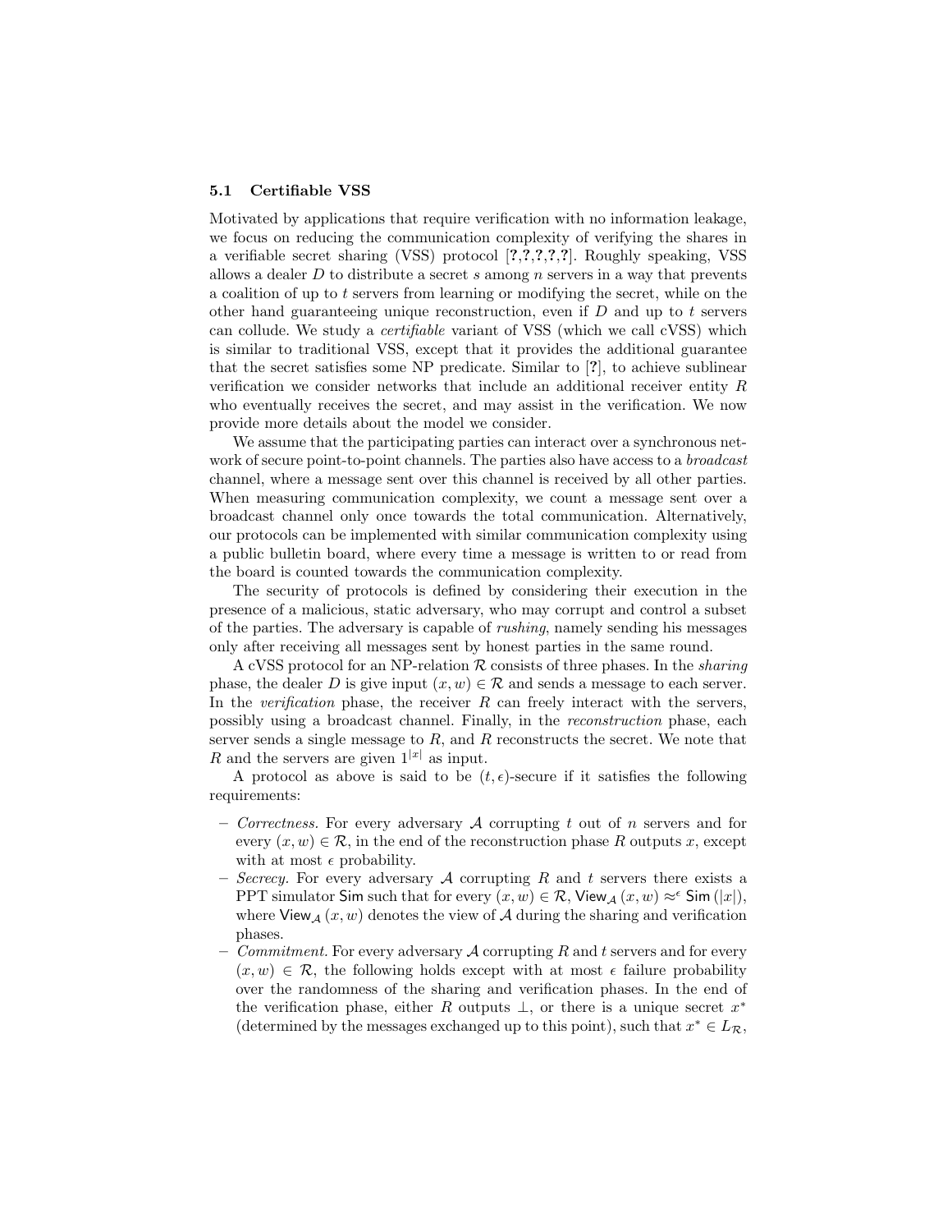### 5.1 Certifiable VSS

Motivated by applications that require verification with no information leakage, we focus on reducing the communication complexity of verifying the shares in a verifiable secret sharing (VSS) protocol [**?**,**?**,**?**,**?**,**?**]. Roughly speaking, VSS allows a dealer $D$ to distribute a secret $s$ among $n$ servers in a way that prevents a coalition of up to $t$ servers from learning or modifying the secret, while on the other hand guaranteeing unique reconstruction, even if $D$ and up to $t$ servers can collude. We study a *certifiable* variant of VSS (which we call cVSS) which is similar to traditional VSS, except that it provides the additional guarantee that the secret satisfies some NP predicate. Similar to [**?**], to achieve sublinear verification we consider networks that include an additional receiver entity $R$ who eventually receives the secret, and may assist in the verification. We now provide more details about the model we consider.

We assume that the participating parties can interact over a synchronous network of secure point-to-point channels. The parties also have access to a *broadcast* channel, where a message sent over this channel is received by all other parties. When measuring communication complexity, we count a message sent over a broadcast channel only once towards the total communication. Alternatively, our protocols can be implemented with similar communication complexity using a public bulletin board, where every time a message is written to or read from the board is counted towards the communication complexity.

The security of protocols is defined by considering their execution in the presence of a malicious, static adversary, who may corrupt and control a subset of the parties. The adversary is capable of *rushing*, namely sending his messages only after receiving all messages sent by honest parties in the same round.

A cVSS protocol for an NP-relation $\mathcal{R}$ consists of three phases. In the *sharing* phase, the dealer $D$ is give input $(x, w) \in \mathcal{R}$ and sends a message to each server. In the *verification* phase, the receiver $R$ can freely interact with the servers, possibly using a broadcast channel. Finally, in the *reconstruction* phase, each server sends a single message to $R$, and $R$ reconstructs the secret. We note that $R$ and the servers are given $1^{|x|}$ as input.

A protocol as above is said to be $(t, \epsilon)$-secure if it satisfies the following requirements:

- *Correctness.* For every adversary $\mathcal{A}$ corrupting $t$ out of $n$ servers and for every $(x, w) \in \mathcal{R}$, in the end of the reconstruction phase $R$ outputs $x$, except with at most $\epsilon$ probability.
- *Secrecy.* For every adversary $\mathcal{A}$ corrupting $R$ and $t$ servers there exists a PPT simulator $\mathsf{Sim}$ such that for every $(x, w) \in \mathcal{R}$, $\mathsf{View}_{\mathcal{A}}(x, w) \approx^{\epsilon} \mathsf{Sim}(|x|)$, where $\mathsf{View}_{\mathcal{A}}(x, w)$ denotes the view of $\mathcal{A}$ during the sharing and verification phases.
- *Commitment.* For every adversary $\mathcal{A}$ corrupting $R$ and $t$ servers and for every $(x, w) \in \mathcal{R}$, the following holds except with at most $\epsilon$ failure probability over the randomness of the sharing and verification phases. In the end of the verification phase, either $R$ outputs $\perp$, or there is a unique secret $x^*$ (determined by the messages exchanged up to this point), such that $x^* \in L_{\mathcal{R}}$,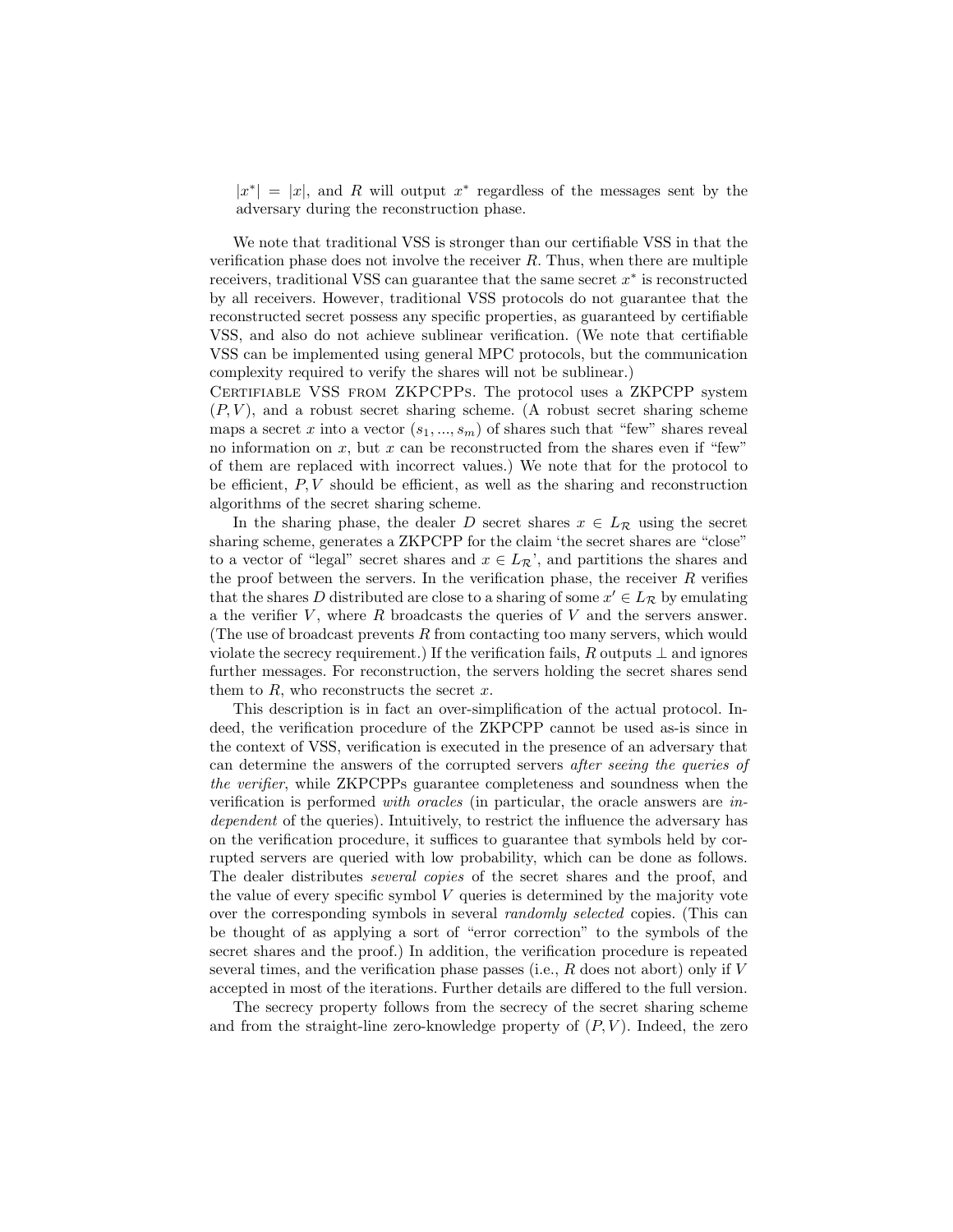$|x^*| = |x|$, and $R$ will output $x^*$ regardless of the messages sent by the adversary during the reconstruction phase.

We note that traditional VSS is stronger than our certifiable VSS in that the verification phase does not involve the receiver $R$. Thus, when there are multiple receivers, traditional VSS can guarantee that the same secret $x^*$ is reconstructed by all receivers. However, traditional VSS protocols do not guarantee that the reconstructed secret possess any specific properties, as guaranteed by certifiable VSS, and also do not achieve sublinear verification. (We note that certifiable VSS can be implemented using general MPC protocols, but the communication complexity required to verify the shares will not be sublinear.)

Certifiable VSS from ZKPCPPs. The protocol uses a ZKPCPP system $(P, V)$, and a robust secret sharing scheme. (A robust secret sharing scheme maps a secret $x$ into a vector $(s_1, ..., s_m)$ of shares such that "few" shares reveal no information on $x$, but $x$ can be reconstructed from the shares even if "few" of them are replaced with incorrect values.) We note that for the protocol to be efficient, $P, V$ should be efficient, as well as the sharing and reconstruction algorithms of the secret sharing scheme.

In the sharing phase, the dealer $D$ secret shares $x \in L_{\mathcal{R}}$ using the secret sharing scheme, generates a ZKPCPP for the claim 'the secret shares are "close" to a vector of "legal" secret shares and $x \in L_{\mathcal{R}}$', and partitions the shares and the proof between the servers. In the verification phase, the receiver $R$ verifies that the shares $D$ distributed are close to a sharing of some $x' \in L_{\mathcal{R}}$ by emulating a the verifier $V$, where $R$ broadcasts the queries of $V$ and the servers answer. (The use of broadcast prevents $R$ from contacting too many servers, which would violate the secrecy requirement.) If the verification fails, $R$ outputs $\perp$ and ignores further messages. For reconstruction, the servers holding the secret shares send them to $R$, who reconstructs the secret $x$.

This description is in fact an over-simplification of the actual protocol. Indeed, the verification procedure of the ZKPCPP cannot be used as-is since in the context of VSS, verification is executed in the presence of an adversary that can determine the answers of the corrupted servers *after seeing the queries of the verifier*, while ZKPCPPs guarantee completeness and soundness when the verification is performed *with oracles* (in particular, the oracle answers are *independent* of the queries). Intuitively, to restrict the influence the adversary has on the verification procedure, it suffices to guarantee that symbols held by corrupted servers are queried with low probability, which can be done as follows. The dealer distributes *several copies* of the secret shares and the proof, and the value of every specific symbol $V$ queries is determined by the majority vote over the corresponding symbols in several *randomly selected* copies. (This can be thought of as applying a sort of "error correction" to the symbols of the secret shares and the proof.) In addition, the verification procedure is repeated several times, and the verification phase passes (i.e., $R$ does not abort) only if $V$ accepted in most of the iterations. Further details are differed to the full version.

The secrecy property follows from the secrecy of the secret sharing scheme and from the straight-line zero-knowledge property of $(P, V)$. Indeed, the zero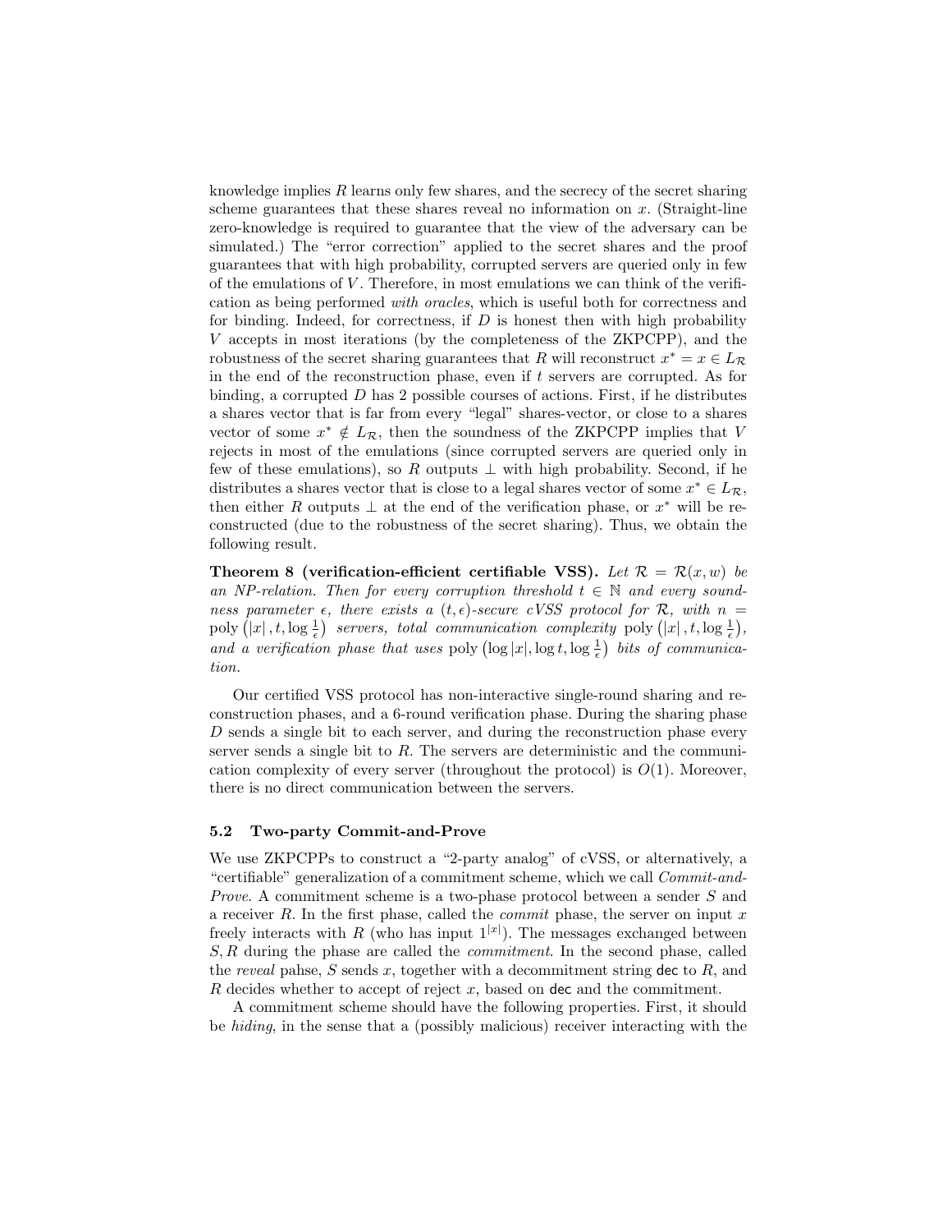knowledge implies $R$ learns only few shares, and the secrecy of the secret sharing scheme guarantees that these shares reveal no information on $x$. (Straight-line zero-knowledge is required to guarantee that the view of the adversary can be simulated.) The "error correction" applied to the secret shares and the proof guarantees that with high probability, corrupted servers are queried only in few of the emulations of $V$. Therefore, in most emulations we can think of the verification as being performed *with oracles*, which is useful both for correctness and for binding. Indeed, for correctness, if $D$ is honest then with high probability $V$ accepts in most iterations (by the completeness of the ZKPCPP), and the robustness of the secret sharing guarantees that $R$ will reconstruct $x^* = x \in L_{\mathcal{R}}$ in the end of the reconstruction phase, even if $t$ servers are corrupted. As for binding, a corrupted $D$ has 2 possible courses of actions. First, if he distributes a shares vector that is far from every "legal" shares-vector, or close to a shares vector of some $x^* \notin L_{\mathcal{R}}$, then the soundness of the ZKPCPP implies that $V$ rejects in most of the emulations (since corrupted servers are queried only in few of these emulations), so $R$ outputs $\perp$ with high probability. Second, if he distributes a shares vector that is close to a legal shares vector of some $x^* \in L_{\mathcal{R}}$, then either $R$ outputs $\perp$ at the end of the verification phase, or $x^*$ will be reconstructed (due to the robustness of the secret sharing). Thus, we obtain the following result.

**Theorem 8 (verification-efficient certifiable VSS).** *Let $\mathcal{R} = \mathcal{R}(x, w)$ be an NP-relation. Then for every corruption threshold $t \in \mathbb{N}$ and every soundness parameter $\epsilon$, there exists a $(t, \epsilon)$-secure cVSS protocol for $\mathcal{R}$, with $n = \text{poly}\left(|x|, t, \log \frac{1}{\epsilon}\right)$ servers, total communication complexity $\text{poly}\left(|x|, t, \log \frac{1}{\epsilon}\right)$, and a verification phase that uses $\text{poly}\left(\log |x|, \log t, \log \frac{1}{\epsilon}\right)$ bits of communication.*

Our certified VSS protocol has non-interactive single-round sharing and reconstruction phases, and a 6-round verification phase. During the sharing phase $D$ sends a single bit to each server, and during the reconstruction phase every server sends a single bit to $R$. The servers are deterministic and the communication complexity of every server (throughout the protocol) is $O(1)$. Moreover, there is no direct communication between the servers.

### 5.2 Two-party Commit-and-Prove

We use ZKPCPPs to construct a "2-party analog" of cVSS, or alternatively, a "certifiable" generalization of a commitment scheme, which we call *Commit-and-Prove*. A commitment scheme is a two-phase protocol between a sender $S$ and a receiver $R$. In the first phase, called the *commit* phase, the server on input $x$ freely interacts with $R$ (who has input $1^{|x|}$). The messages exchanged between $S, R$ during the phase are called the *commitment*. In the second phase, called the *reveal* pahse, $S$ sends $x$, together with a decommitment string $\mathsf{dec}$ to $R$, and $R$ decides whether to accept of reject $x$, based on $\mathsf{dec}$ and the commitment.

A commitment scheme should have the following properties. First, it should be *hiding*, in the sense that a (possibly malicious) receiver interacting with the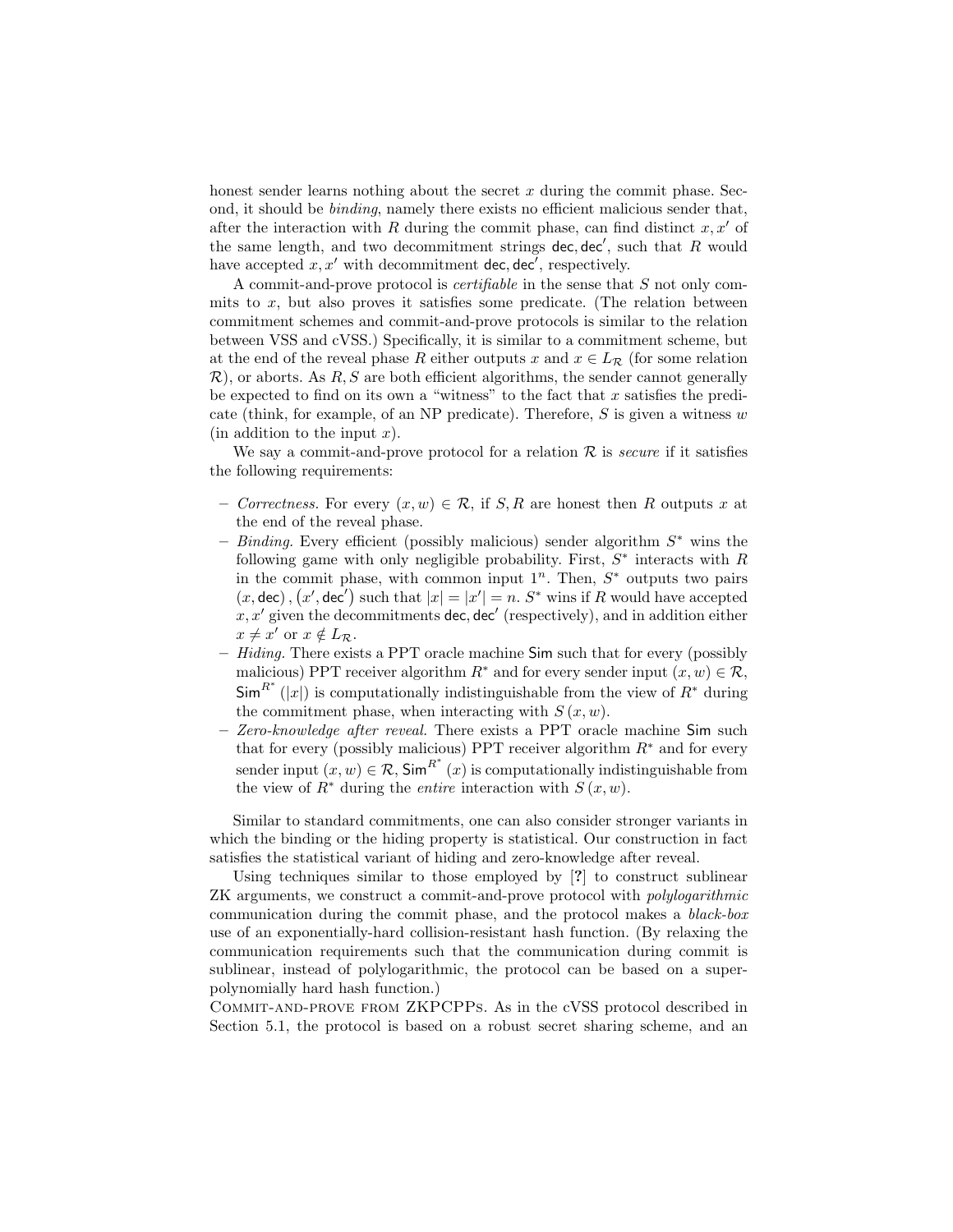honest sender learns nothing about the secret $x$ during the commit phase. Second, it should be *binding*, namely there exists no efficient malicious sender that, after the interaction with $R$ during the commit phase, can find distinct $x, x'$ of the same length, and two decommitment strings $\mathsf{dec}, \mathsf{dec}'$, such that $R$ would have accepted $x, x'$ with decommitment $\mathsf{dec}, \mathsf{dec}'$, respectively.

A commit-and-prove protocol is *certifiable* in the sense that $S$ not only commits to $x$, but also proves it satisfies some predicate. (The relation between commitment schemes and commit-and-prove protocols is similar to the relation between VSS and cVSS.) Specifically, it is similar to a commitment scheme, but at the end of the reveal phase $R$ either outputs $x$ and $x \in L_{\mathcal{R}}$ (for some relation $\mathcal{R}$), or aborts. As $R, S$ are both efficient algorithms, the sender cannot generally be expected to find on its own a "witness" to the fact that $x$ satisfies the predicate (think, for example, of an NP predicate). Therefore, $S$ is given a witness $w$ (in addition to the input $x$).

We say a commit-and-prove protocol for a relation $\mathcal{R}$ is *secure* if it satisfies the following requirements:

- *Correctness.* For every $(x, w) \in \mathcal{R}$, if $S, R$ are honest then $R$ outputs $x$ at the end of the reveal phase.
- *Binding.* Every efficient (possibly malicious) sender algorithm $S^*$ wins the following game with only negligible probability. First, $S^*$ interacts with $R$ in the commit phase, with common input $1^n$. Then, $S^*$ outputs two pairs $(x, \mathsf{dec}), (x', \mathsf{dec}')$ such that $|x| = |x'| = n$. $S^*$ wins if $R$ would have accepted $x, x'$ given the decommitments $\mathsf{dec}, \mathsf{dec}'$ (respectively), and in addition either $x \neq x'$ or $x \notin L_{\mathcal{R}}$.
- *Hiding.* There exists a PPT oracle machine $\mathsf{Sim}$ such that for every (possibly malicious) PPT receiver algorithm $R^*$ and for every sender input $(x, w) \in \mathcal{R}$, $\mathsf{Sim}^{R^*}(|x|)$ is computationally indistinguishable from the view of $R^*$ during the commitment phase, when interacting with $S(x, w)$.
- *Zero-knowledge after reveal.* There exists a PPT oracle machine $\mathsf{Sim}$ such that for every (possibly malicious) PPT receiver algorithm $R^*$ and for every sender input $(x, w) \in \mathcal{R}$, $\mathsf{Sim}^{R^*}(x)$ is computationally indistinguishable from the view of $R^*$ during the *entire* interaction with $S(x, w)$.

Similar to standard commitments, one can also consider stronger variants in which the binding or the hiding property is statistical. Our construction in fact satisfies the statistical variant of hiding and zero-knowledge after reveal.

Using techniques similar to those employed by [?] to construct sublinear ZK arguments, we construct a commit-and-prove protocol with *polylogarithmic* communication during the commit phase, and the protocol makes a *black-box* use of an exponentially-hard collision-resistant hash function. (By relaxing the communication requirements such that the communication during commit is sublinear, instead of polylogarithmic, the protocol can be based on a super-polynomially hard hash function.)

COMMIT-AND-PROVE FROM ZKPCPPS. As in the cVSS protocol described in Section 5.1, the protocol is based on a robust secret sharing scheme, and an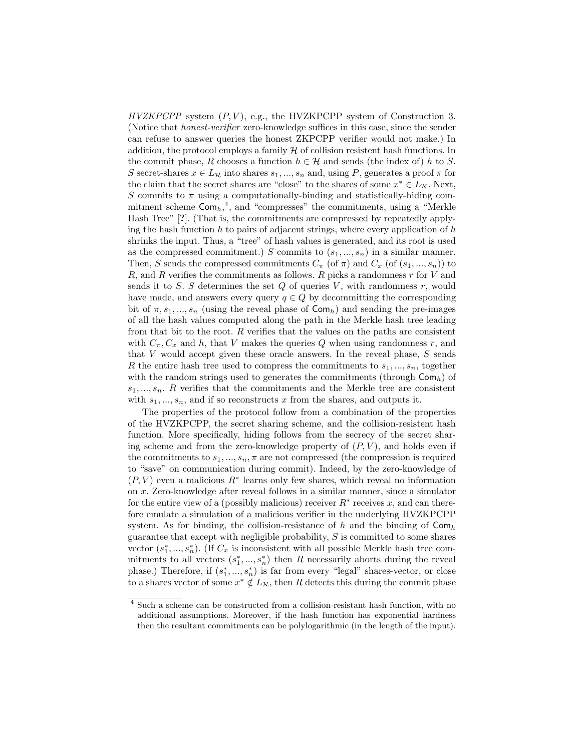*HVZKPCPP* system $(P, V)$, e.g., the HVZKPCPP system of Construction 3. (Notice that *honest-verifier* zero-knowledge suffices in this case, since the sender can refuse to answer queries the honest ZKPCPP verifier would not make.) In addition, the protocol employs a family $\mathcal{H}$ of collision resistent hash functions. In the commit phase, $R$ chooses a function $h \in \mathcal{H}$ and sends (the index of) $h$ to $S$. $S$ secret-shares $x \in L_{\mathcal{R}}$ into shares $s_1, ..., s_n$ and, using $P$, generates a proof $\pi$ for the claim that the secret shares are "close" to the shares of some $x^* \in L_{\mathcal{R}}$. Next, $S$ commits to $\pi$ using a computationally-binding and statistically-hiding commitment scheme $\mathsf{Com}_h$,[4], and "compresses" the commitments, using a "Merkle Hash Tree" [?]. (That is, the commitments are compressed by repeatedly applying the hash function $h$ to pairs of adjacent strings, where every application of $h$ shrinks the input. Thus, a "tree" of hash values is generated, and its root is used as the compressed commitment.) $S$ commits to $(s_1, ..., s_n)$ in a similar manner. Then, $S$ sends the compressed commitments $C_\pi$ (of $\pi$) and $C_x$ (of $(s_1, ..., s_n)$) to $R$, and $R$ verifies the commitments as follows. $R$ picks a randomness $r$ for $V$ and sends it to $S$. $S$ determines the set $Q$ of queries $V$, with randomness $r$, would have made, and answers every query $q \in Q$ by decommitting the corresponding bit of $\pi, s_1, ..., s_n$ (using the reveal phase of $\mathsf{Com}_h$) and sending the pre-images of all the hash values computed along the path in the Merkle hash tree leading from that bit to the root. $R$ verifies that the values on the paths are consistent with $C_\pi, C_x$ and $h$, that $V$ makes the queries $Q$ when using randomness $r$, and that $V$ would accept given these oracle answers. In the reveal phase, $S$ sends $R$ the entire hash tree used to compress the commitments to $s_1, ..., s_n$, together with the random strings used to generates the commitments (through $\mathsf{Com}_h$) of $s_1, ..., s_n$. $R$ verifies that the commitments and the Merkle tree are consistent with $s_1, ..., s_n$, and if so reconstructs $x$ from the shares, and outputs it.

The properties of the protocol follow from a combination of the properties of the HVZKPCPP, the secret sharing scheme, and the collision-resistent hash function. More specifically, hiding follows from the secrecy of the secret sharing scheme and from the zero-knowledge property of $(P, V)$, and holds even if the commitments to $s_1, ..., s_n, \pi$ are not compressed (the compression is required to "save" on communication during commit). Indeed, by the zero-knowledge of $(P, V)$ even a malicious $R^*$ learns only few shares, which reveal no information on $x$. Zero-knowledge after reveal follows in a similar manner, since a simulator for the entire view of a (possibly malicious) receiver $R^*$ receives $x$, and can therefore emulate a simulation of a malicious verifier in the underlying HVZKPCPP system. As for binding, the collision-resistance of $h$ and the binding of $\mathsf{Com}_h$ guarantee that except with negligible probability, $S$ is committed to some shares vector $(s_1^*, ..., s_n^*)$. (If $C_x$ is inconsistent with all possible Merkle hash tree commitments to all vectors $(s_1^*, ..., s_n^*)$ then $R$ necessarily aborts during the reveal phase.) Therefore, if $(s_1^*, ..., s_n^*)$ is far from every "legal" shares-vector, or close to a shares vector of some $x^* \notin L_{\mathcal{R}}$, then $R$ detects this during the commit phase

---

[4] Such a scheme can be constructed from a collision-resistant hash function, with no additional assumptions. Moreover, if the hash function has exponential hardness then the resultant commitments can be polylogarithmic (in the length of the input).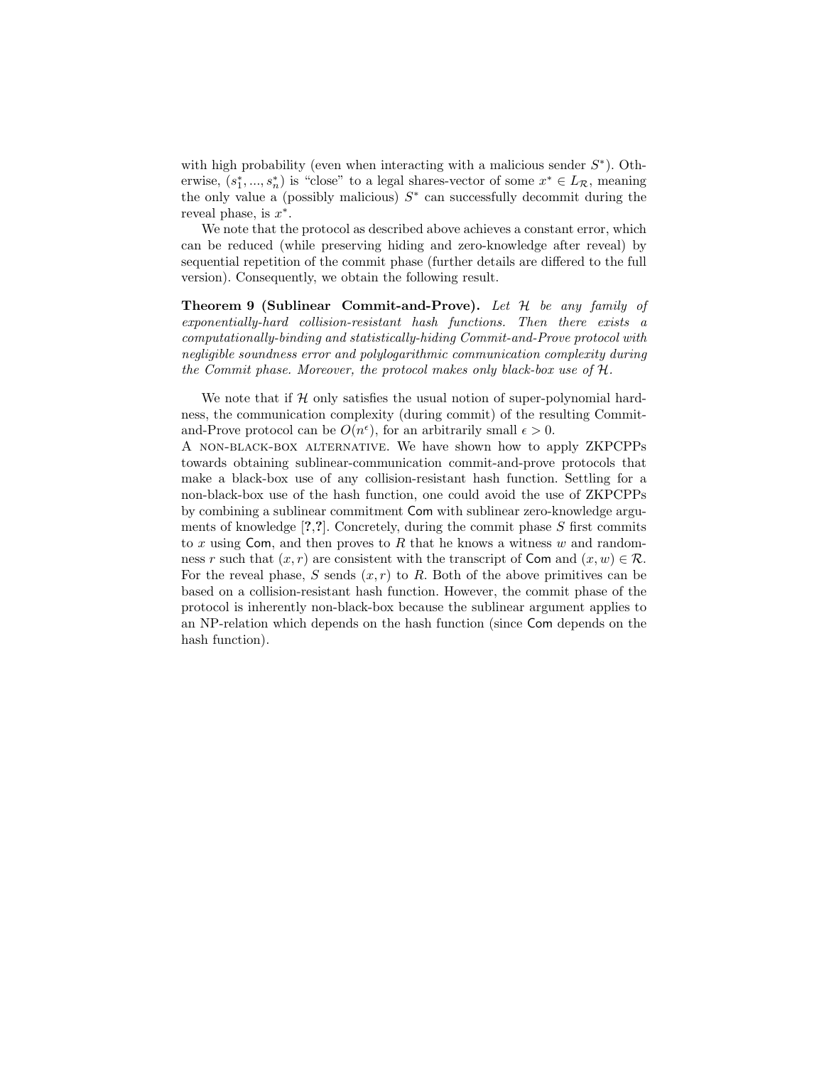with high probability (even when interacting with a malicious sender $S^*$). Otherwise, $(s_1^*, ..., s_n^*)$ is "close" to a legal shares-vector of some $x^* \in L_{\mathcal{R}}$, meaning the only value a (possibly malicious) $S^*$ can successfully decommit during the reveal phase, is $x^*$.

We note that the protocol as described above achieves a constant error, which can be reduced (while preserving hiding and zero-knowledge after reveal) by sequential repetition of the commit phase (further details are differed to the full version). Consequently, we obtain the following result.

**Theorem 9 (Sublinear Commit-and-Prove).** *Let $\mathcal{H}$ be any family of exponentially-hard collision-resistant hash functions. Then there exists a computationally-binding and statistically-hiding Commit-and-Prove protocol with negligible soundness error and polylogarithmic communication complexity during the Commit phase. Moreover, the protocol makes only black-box use of $\mathcal{H}$.*

We note that if $\mathcal{H}$ only satisfies the usual notion of super-polynomial hardness, the communication complexity (during commit) of the resulting Commit-and-Prove protocol can be $O(n^\epsilon)$, for an arbitrarily small $\epsilon > 0$.

A NON-BLACK-BOX ALTERNATIVE. We have shown how to apply ZKPCPPs towards obtaining sublinear-communication commit-and-prove protocols that make a black-box use of any collision-resistant hash function. Settling for a non-black-box use of the hash function, one could avoid the use of ZKPCPPs by combining a sublinear commitment Com with sublinear zero-knowledge arguments of knowledge [?,?]. Concretely, during the commit phase $S$ first commits to $x$ using Com, and then proves to $R$ that he knows a witness $w$ and randomness $r$ such that $(x, r)$ are consistent with the transcript of Com and $(x, w) \in \mathcal{R}$. For the reveal phase, $S$ sends $(x, r)$ to $R$. Both of the above primitives can be based on a collision-resistant hash function. However, the commit phase of the protocol is inherently non-black-box because the sublinear argument applies to an NP-relation which depends on the hash function (since Com depends on the hash function).